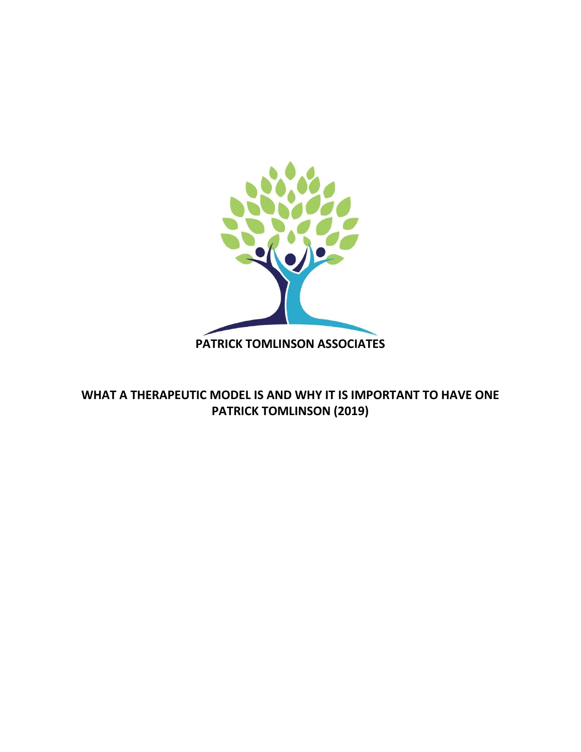PATRICK TOMLINSON ASSOCIATES

# WHAT A THERAPEUTIC MODEL IS AND WHY IT IS IMPORTANT TO HAVE ONE

**PATRICK TOMLINSON (2019)**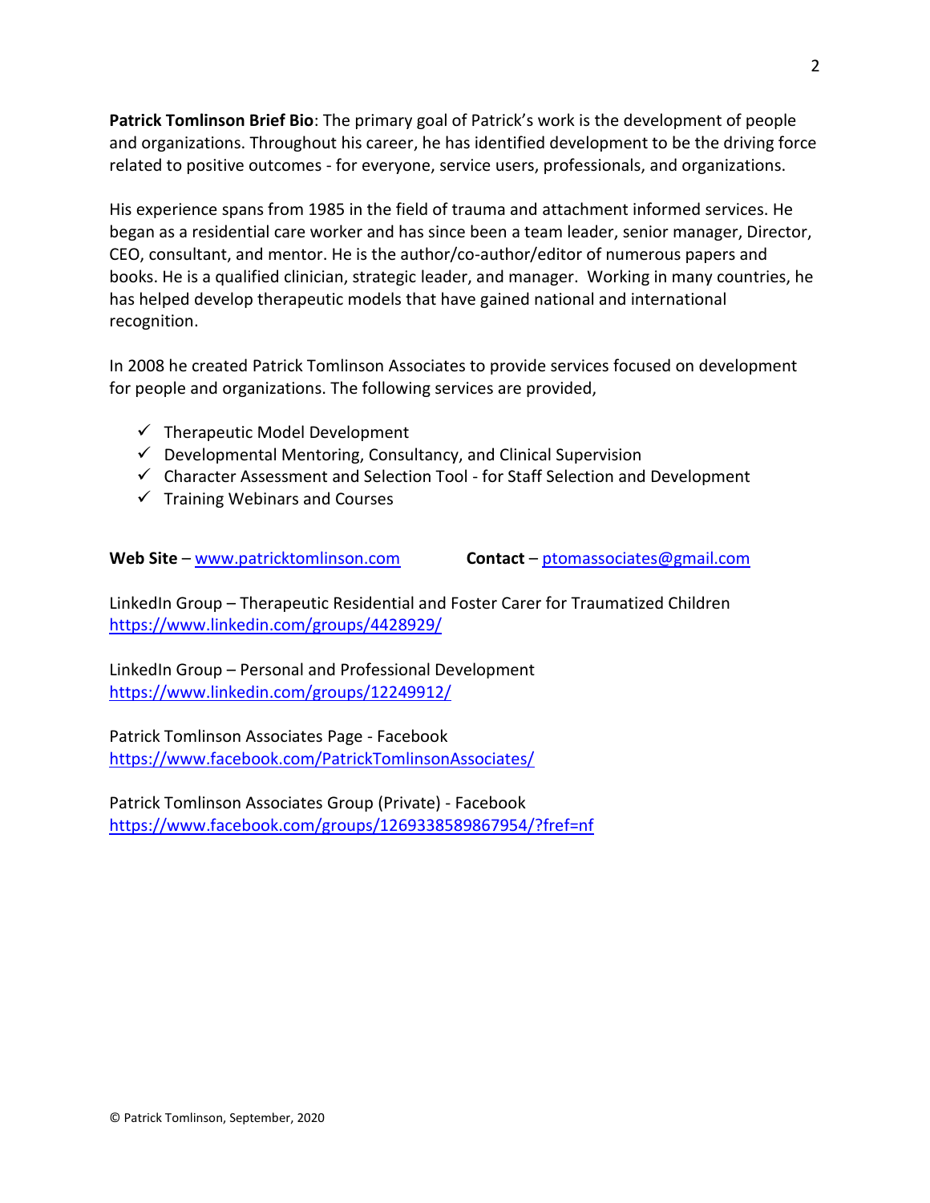**Patrick Tomlinson Brief Bio**: The primary goal of Patrick's work is the development of people and organizations. Throughout his career, he has identified development to be the driving force related to positive outcomes - for everyone, service users, professionals, and organizations.

His experience spans from 1985 in the field of trauma and attachment informed services. He began as a residential care worker and has since been a team leader, senior manager, Director, CEO, consultant, and mentor. He is the author/co-author/editor of numerous papers and books. He is a qualified clinician, strategic leader, and manager. Working in many countries, he has helped develop therapeutic models that have gained national and international recognition.

In 2008 he created Patrick Tomlinson Associates to provide services focused on development for people and organizations. The following services are provided,

- ✓ Therapeutic Model Development
- ✓ Developmental Mentoring, Consultancy, and Clinical Supervision
- ✓ Character Assessment and Selection Tool - for Staff Selection and Development
- ✓ Training Webinars and Courses

**Web Site** – www.patricktomlinson.com **Contact** – ptomassociates@gmail.com

LinkedIn Group – Therapeutic Residential and Foster Carer for Traumatized Children
https://www.linkedin.com/groups/4428929/

LinkedIn Group – Personal and Professional Development
https://www.linkedin.com/groups/12249912/

Patrick Tomlinson Associates Page - Facebook
https://www.facebook.com/PatrickTomlinsonAssociates/

Patrick Tomlinson Associates Group (Private) - Facebook
https://www.facebook.com/groups/1269338589867954/?fref=nf

© Patrick Tomlinson, September, 2020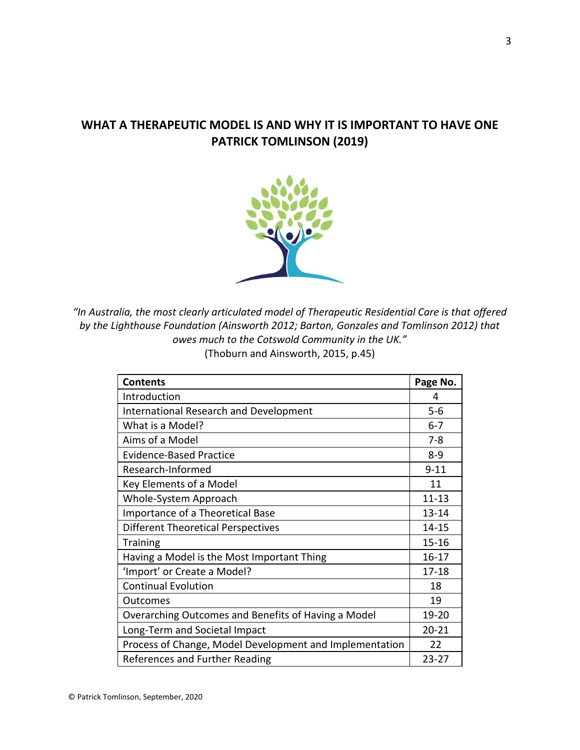# WHAT A THERAPEUTIC MODEL IS AND WHY IT IS IMPORTANT TO HAVE ONE
# PATRICK TOMLINSON (2019)

*"In Australia, the most clearly articulated model of Therapeutic Residential Care is that offered by the Lighthouse Foundation (Ainsworth 2012; Barton, Gonzales and Tomlinson 2012) that owes much to the Cotswold Community in the UK."*
(Thoburn and Ainsworth, 2015, p.45)

| Contents | Page No. |
|---|---|
| Introduction | 4 |
| International Research and Development | 5-6 |
| What is a Model? | 6-7 |
| Aims of a Model | 7-8 |
| Evidence-Based Practice | 8-9 |
| Research-Informed | 9-11 |
| Key Elements of a Model | 11 |
| Whole-System Approach | 11-13 |
| Importance of a Theoretical Base | 13-14 |
| Different Theoretical Perspectives | 14-15 |
| Training | 15-16 |
| Having a Model is the Most Important Thing | 16-17 |
| 'Import' or Create a Model? | 17-18 |
| Continual Evolution | 18 |
| Outcomes | 19 |
| Overarching Outcomes and Benefits of Having a Model | 19-20 |
| Long-Term and Societal Impact | 20-21 |
| Process of Change, Model Development and Implementation | 22 |
| References and Further Reading | 23-27 |

© Patrick Tomlinson, September, 2020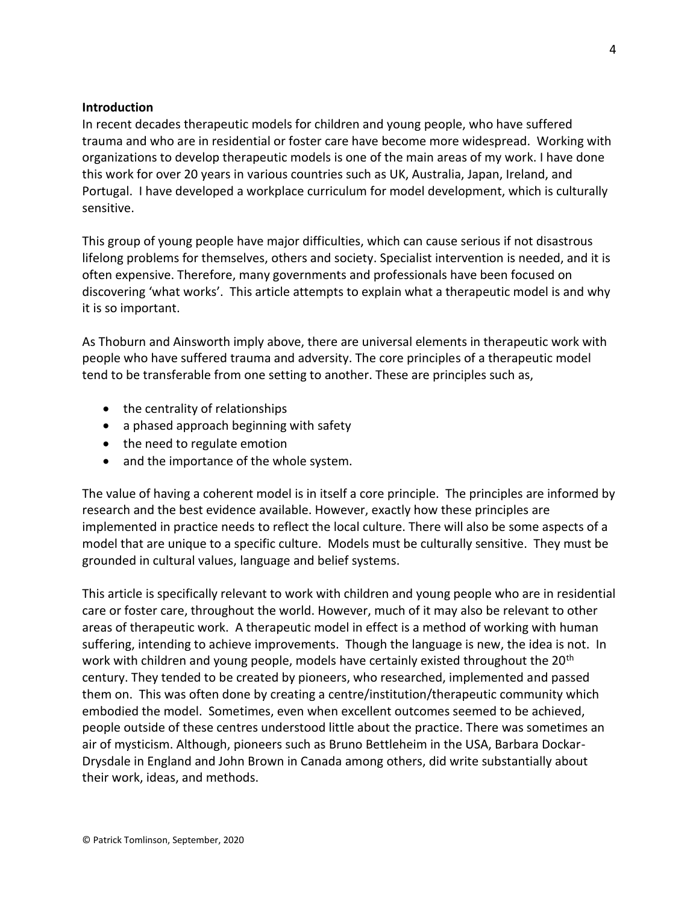**Introduction**

In recent decades therapeutic models for children and young people, who have suffered trauma and who are in residential or foster care have become more widespread. Working with organizations to develop therapeutic models is one of the main areas of my work. I have done this work for over 20 years in various countries such as UK, Australia, Japan, Ireland, and Portugal. I have developed a workplace curriculum for model development, which is culturally sensitive.

This group of young people have major difficulties, which can cause serious if not disastrous lifelong problems for themselves, others and society. Specialist intervention is needed, and it is often expensive. Therefore, many governments and professionals have been focused on discovering 'what works'. This article attempts to explain what a therapeutic model is and why it is so important.

As Thoburn and Ainsworth imply above, there are universal elements in therapeutic work with people who have suffered trauma and adversity. The core principles of a therapeutic model tend to be transferable from one setting to another. These are principles such as,

- the centrality of relationships
- a phased approach beginning with safety
- the need to regulate emotion
- and the importance of the whole system.

The value of having a coherent model is in itself a core principle. The principles are informed by research and the best evidence available. However, exactly how these principles are implemented in practice needs to reflect the local culture. There will also be some aspects of a model that are unique to a specific culture. Models must be culturally sensitive. They must be grounded in cultural values, language and belief systems.

This article is specifically relevant to work with children and young people who are in residential care or foster care, throughout the world. However, much of it may also be relevant to other areas of therapeutic work. A therapeutic model in effect is a method of working with human suffering, intending to achieve improvements. Though the language is new, the idea is not. In work with children and young people, models have certainly existed throughout the 20th century. They tended to be created by pioneers, who researched, implemented and passed them on. This was often done by creating a centre/institution/therapeutic community which embodied the model. Sometimes, even when excellent outcomes seemed to be achieved, people outside of these centres understood little about the practice. There was sometimes an air of mysticism. Although, pioneers such as Bruno Bettleheim in the USA, Barbara Dockar-Drysdale in England and John Brown in Canada among others, did write substantially about their work, ideas, and methods.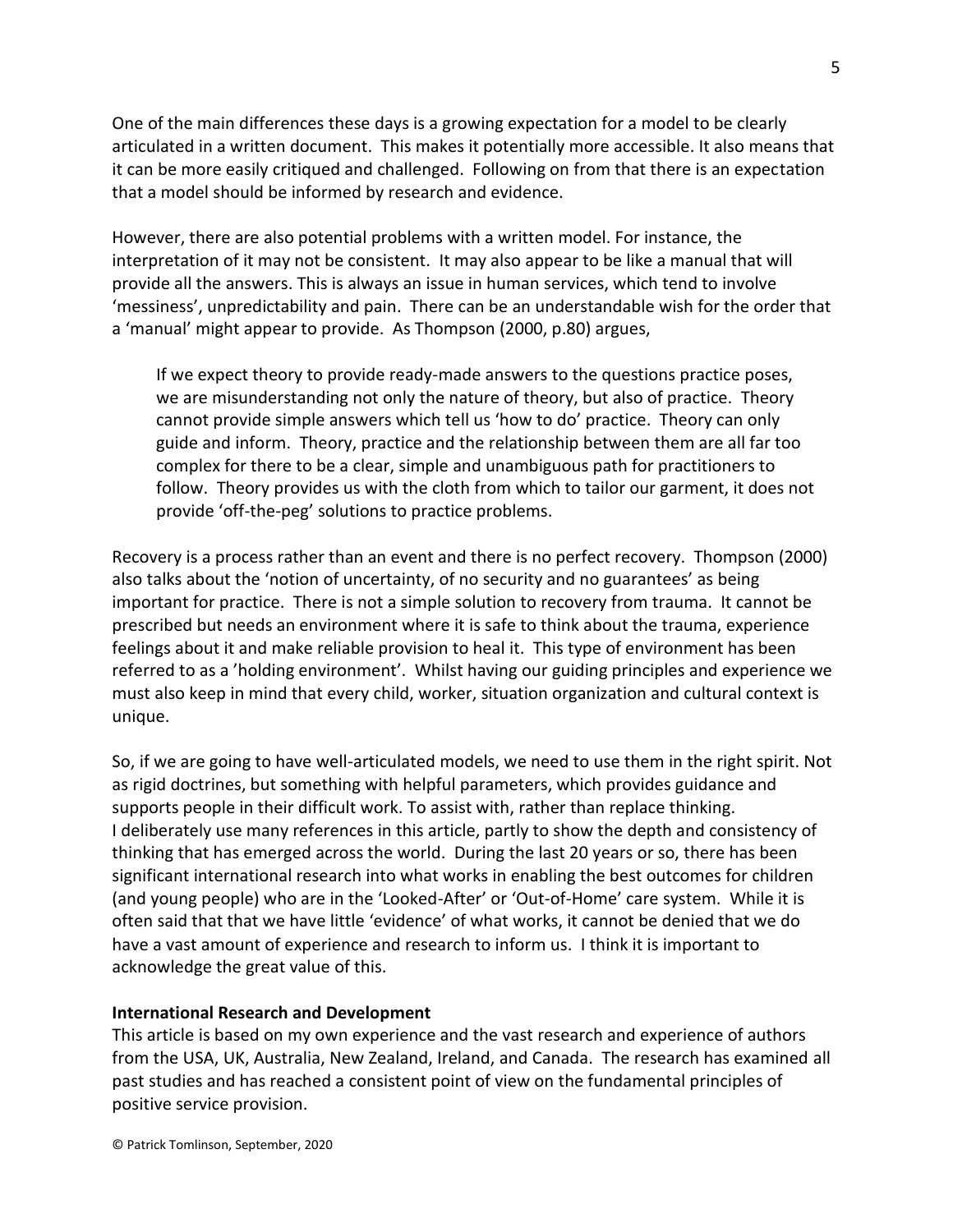One of the main differences these days is a growing expectation for a model to be clearly articulated in a written document. This makes it potentially more accessible. It also means that it can be more easily critiqued and challenged. Following on from that there is an expectation that a model should be informed by research and evidence.

However, there are also potential problems with a written model. For instance, the interpretation of it may not be consistent. It may also appear to be like a manual that will provide all the answers. This is always an issue in human services, which tend to involve 'messiness', unpredictability and pain. There can be an understandable wish for the order that a 'manual' might appear to provide. As Thompson (2000, p.80) argues,

> If we expect theory to provide ready-made answers to the questions practice poses, we are misunderstanding not only the nature of theory, but also of practice. Theory cannot provide simple answers which tell us 'how to do' practice. Theory can only guide and inform. Theory, practice and the relationship between them are all far too complex for there to be a clear, simple and unambiguous path for practitioners to follow. Theory provides us with the cloth from which to tailor our garment, it does not provide 'off-the-peg' solutions to practice problems.

Recovery is a process rather than an event and there is no perfect recovery. Thompson (2000) also talks about the 'notion of uncertainty, of no security and no guarantees' as being important for practice. There is not a simple solution to recovery from trauma. It cannot be prescribed but needs an environment where it is safe to think about the trauma, experience feelings about it and make reliable provision to heal it. This type of environment has been referred to as a 'holding environment'. Whilst having our guiding principles and experience we must also keep in mind that every child, worker, situation organization and cultural context is unique.

So, if we are going to have well-articulated models, we need to use them in the right spirit. Not as rigid doctrines, but something with helpful parameters, which provides guidance and supports people in their difficult work. To assist with, rather than replace thinking.
I deliberately use many references in this article, partly to show the depth and consistency of thinking that has emerged across the world. During the last 20 years or so, there has been significant international research into what works in enabling the best outcomes for children (and young people) who are in the 'Looked-After' or 'Out-of-Home' care system. While it is often said that that we have little 'evidence' of what works, it cannot be denied that we do have a vast amount of experience and research to inform us. I think it is important to acknowledge the great value of this.

**International Research and Development**

This article is based on my own experience and the vast research and experience of authors from the USA, UK, Australia, New Zealand, Ireland, and Canada. The research has examined all past studies and has reached a consistent point of view on the fundamental principles of positive service provision.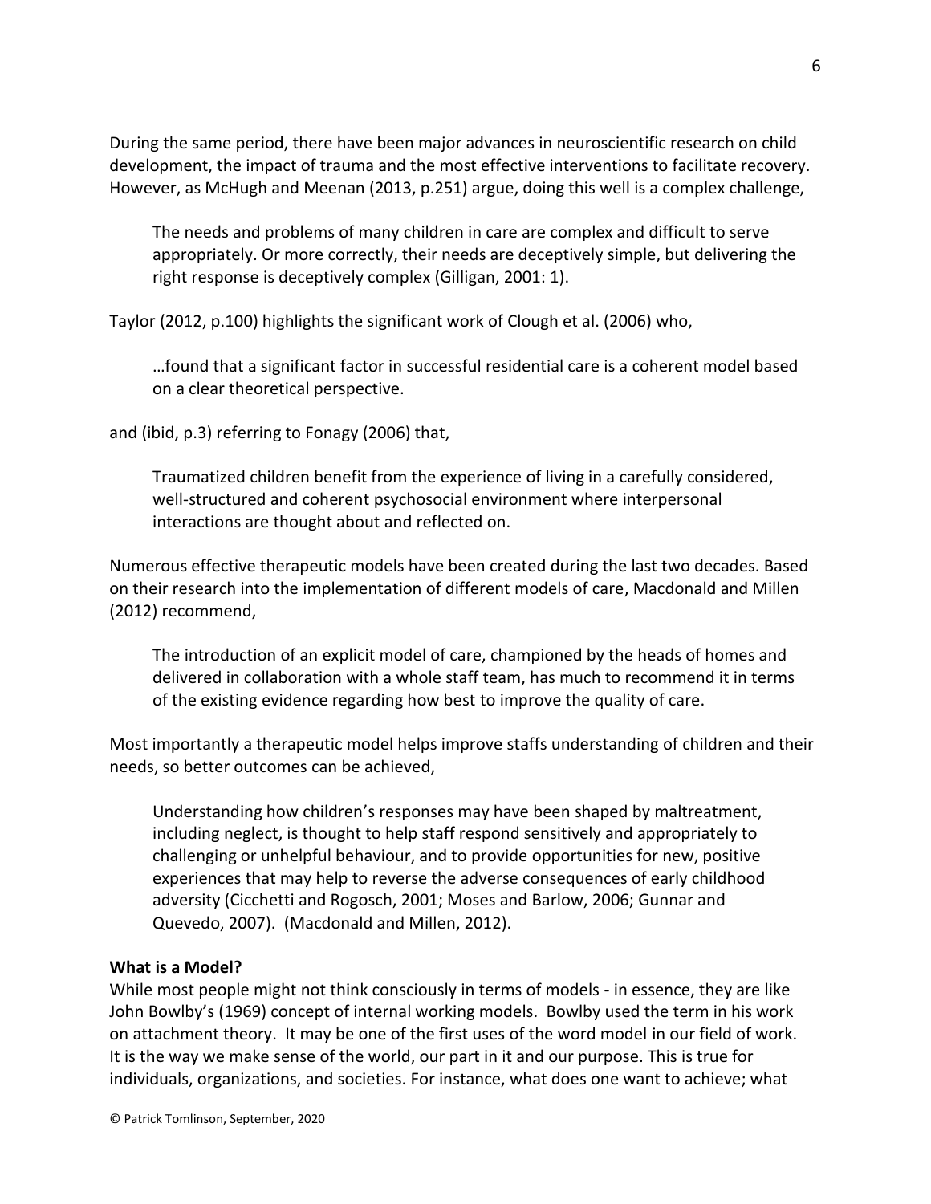During the same period, there have been major advances in neuroscientific research on child development, the impact of trauma and the most effective interventions to facilitate recovery. However, as McHugh and Meenan (2013, p.251) argue, doing this well is a complex challenge,

> The needs and problems of many children in care are complex and difficult to serve appropriately. Or more correctly, their needs are deceptively simple, but delivering the right response is deceptively complex (Gilligan, 2001: 1).

Taylor (2012, p.100) highlights the significant work of Clough et al. (2006) who,

> …found that a significant factor in successful residential care is a coherent model based on a clear theoretical perspective.

and (ibid, p.3) referring to Fonagy (2006) that,

> Traumatized children benefit from the experience of living in a carefully considered, well-structured and coherent psychosocial environment where interpersonal interactions are thought about and reflected on.

Numerous effective therapeutic models have been created during the last two decades. Based on their research into the implementation of different models of care, Macdonald and Millen (2012) recommend,

> The introduction of an explicit model of care, championed by the heads of homes and delivered in collaboration with a whole staff team, has much to recommend it in terms of the existing evidence regarding how best to improve the quality of care.

Most importantly a therapeutic model helps improve staffs understanding of children and their needs, so better outcomes can be achieved,

> Understanding how children's responses may have been shaped by maltreatment, including neglect, is thought to help staff respond sensitively and appropriately to challenging or unhelpful behaviour, and to provide opportunities for new, positive experiences that may help to reverse the adverse consequences of early childhood adversity (Cicchetti and Rogosch, 2001; Moses and Barlow, 2006; Gunnar and Quevedo, 2007). (Macdonald and Millen, 2012).

**What is a Model?**

While most people might not think consciously in terms of models - in essence, they are like John Bowlby's (1969) concept of internal working models. Bowlby used the term in his work on attachment theory. It may be one of the first uses of the word model in our field of work. It is the way we make sense of the world, our part in it and our purpose. This is true for individuals, organizations, and societies. For instance, what does one want to achieve; what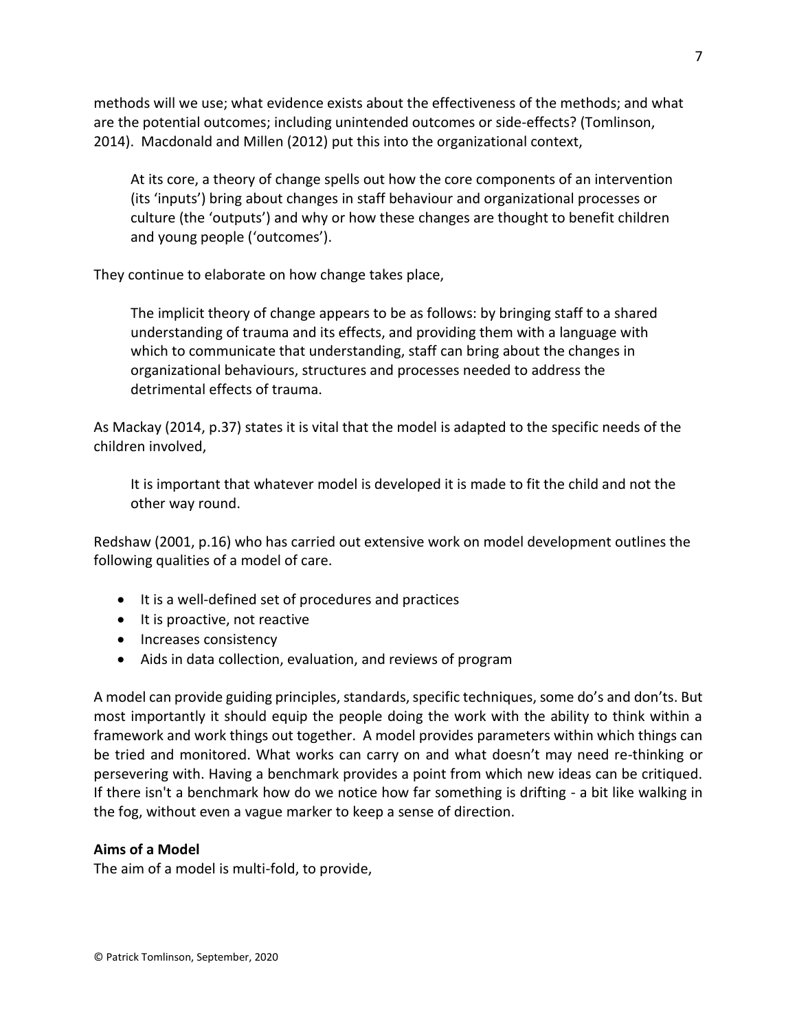methods will we use; what evidence exists about the effectiveness of the methods; and what are the potential outcomes; including unintended outcomes or side-effects? (Tomlinson, 2014). Macdonald and Millen (2012) put this into the organizational context,

> At its core, a theory of change spells out how the core components of an intervention (its 'inputs') bring about changes in staff behaviour and organizational processes or culture (the 'outputs') and why or how these changes are thought to benefit children and young people ('outcomes').

They continue to elaborate on how change takes place,

> The implicit theory of change appears to be as follows: by bringing staff to a shared understanding of trauma and its effects, and providing them with a language with which to communicate that understanding, staff can bring about the changes in organizational behaviours, structures and processes needed to address the detrimental effects of trauma.

As Mackay (2014, p.37) states it is vital that the model is adapted to the specific needs of the children involved,

> It is important that whatever model is developed it is made to fit the child and not the other way round.

Redshaw (2001, p.16) who has carried out extensive work on model development outlines the following qualities of a model of care.

- It is a well-defined set of procedures and practices
- It is proactive, not reactive
- Increases consistency
- Aids in data collection, evaluation, and reviews of program

A model can provide guiding principles, standards, specific techniques, some do's and don'ts. But most importantly it should equip the people doing the work with the ability to think within a framework and work things out together. A model provides parameters within which things can be tried and monitored. What works can carry on and what doesn't may need re-thinking or persevering with. Having a benchmark provides a point from which new ideas can be critiqued. If there isn't a benchmark how do we notice how far something is drifting - a bit like walking in the fog, without even a vague marker to keep a sense of direction.

**Aims of a Model**

The aim of a model is multi-fold, to provide,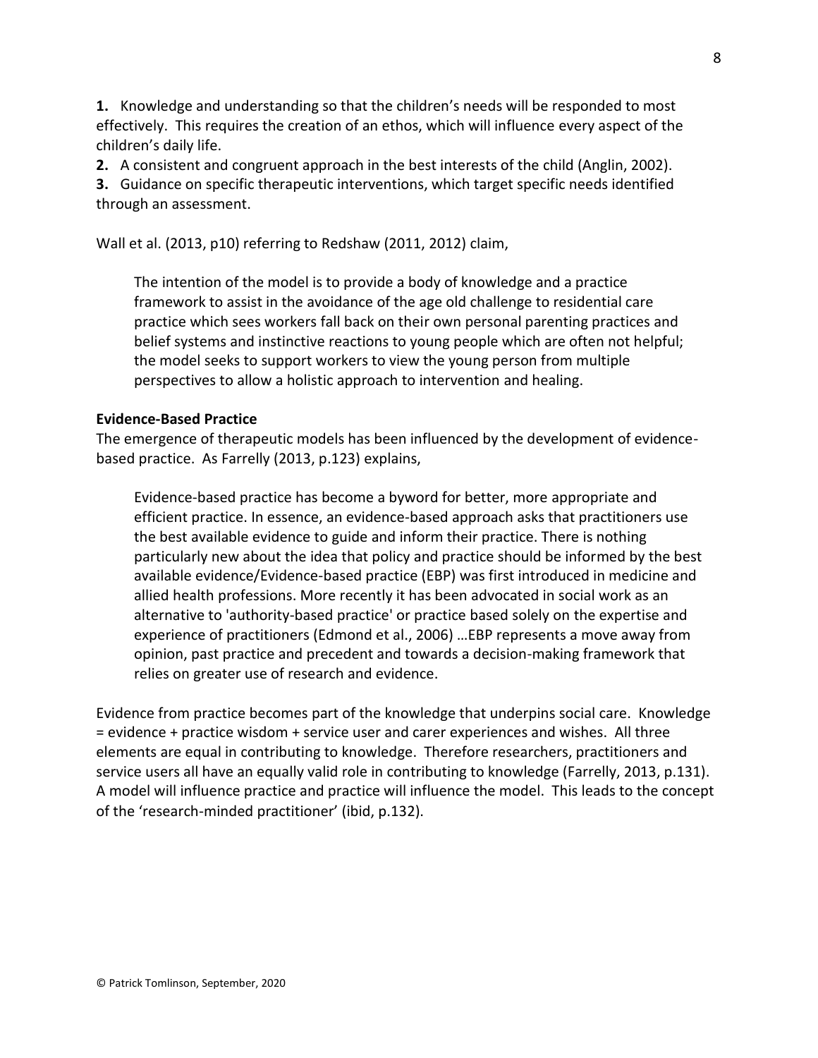**1.** Knowledge and understanding so that the children's needs will be responded to most effectively. This requires the creation of an ethos, which will influence every aspect of the children's daily life.

**2.** A consistent and congruent approach in the best interests of the child (Anglin, 2002).

**3.** Guidance on specific therapeutic interventions, which target specific needs identified through an assessment.

Wall et al. (2013, p10) referring to Redshaw (2011, 2012) claim,

> The intention of the model is to provide a body of knowledge and a practice framework to assist in the avoidance of the age old challenge to residential care practice which sees workers fall back on their own personal parenting practices and belief systems and instinctive reactions to young people which are often not helpful; the model seeks to support workers to view the young person from multiple perspectives to allow a holistic approach to intervention and healing.

**Evidence-Based Practice**

The emergence of therapeutic models has been influenced by the development of evidence-based practice. As Farrelly (2013, p.123) explains,

> Evidence-based practice has become a byword for better, more appropriate and efficient practice. In essence, an evidence-based approach asks that practitioners use the best available evidence to guide and inform their practice. There is nothing particularly new about the idea that policy and practice should be informed by the best available evidence/Evidence-based practice (EBP) was first introduced in medicine and allied health professions. More recently it has been advocated in social work as an alternative to 'authority-based practice' or practice based solely on the expertise and experience of practitioners (Edmond et al., 2006) …EBP represents a move away from opinion, past practice and precedent and towards a decision-making framework that relies on greater use of research and evidence.

Evidence from practice becomes part of the knowledge that underpins social care. Knowledge = evidence + practice wisdom + service user and carer experiences and wishes. All three elements are equal in contributing to knowledge. Therefore researchers, practitioners and service users all have an equally valid role in contributing to knowledge (Farrelly, 2013, p.131). A model will influence practice and practice will influence the model. This leads to the concept of the 'research-minded practitioner' (ibid, p.132).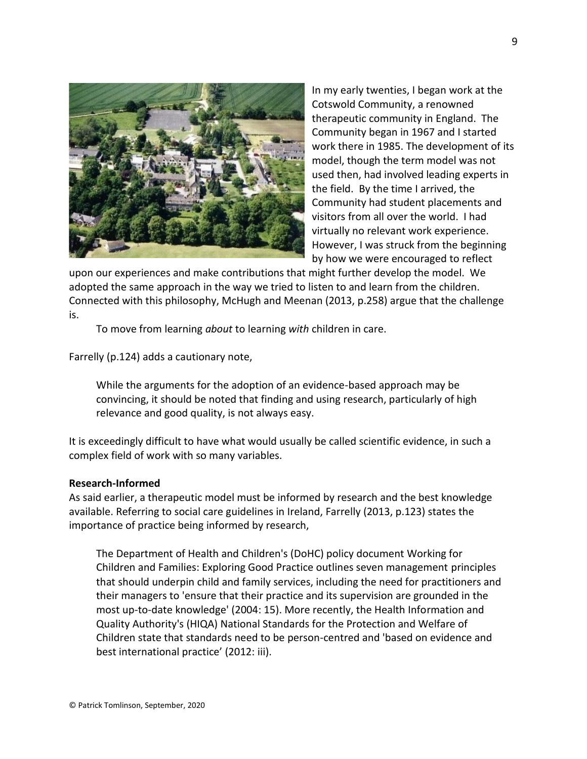In my early twenties, I began work at the Cotswold Community, a renowned therapeutic community in England. The Community began in 1967 and I started work there in 1985. The development of its model, though the term model was not used then, had involved leading experts in the field. By the time I arrived, the Community had student placements and visitors from all over the world. I had virtually no relevant work experience. However, I was struck from the beginning by how we were encouraged to reflect upon our experiences and make contributions that might further develop the model. We adopted the same approach in the way we tried to listen to and learn from the children. Connected with this philosophy, McHugh and Meenan (2013, p.258) argue that the challenge is.

> To move from learning *about* to learning *with* children in care.

Farrelly (p.124) adds a cautionary note,

> While the arguments for the adoption of an evidence-based approach may be convincing, it should be noted that finding and using research, particularly of high relevance and good quality, is not always easy.

It is exceedingly difficult to have what would usually be called scientific evidence, in such a complex field of work with so many variables.

**Research-Informed**

As said earlier, a therapeutic model must be informed by research and the best knowledge available. Referring to social care guidelines in Ireland, Farrelly (2013, p.123) states the importance of practice being informed by research,

> The Department of Health and Children's (DoHC) policy document Working for Children and Families: Exploring Good Practice outlines seven management principles that should underpin child and family services, including the need for practitioners and their managers to 'ensure that their practice and its supervision are grounded in the most up-to-date knowledge' (2004: 15). More recently, the Health Information and Quality Authority's (HIQA) National Standards for the Protection and Welfare of Children state that standards need to be person-centred and 'based on evidence and best international practice' (2012: iii).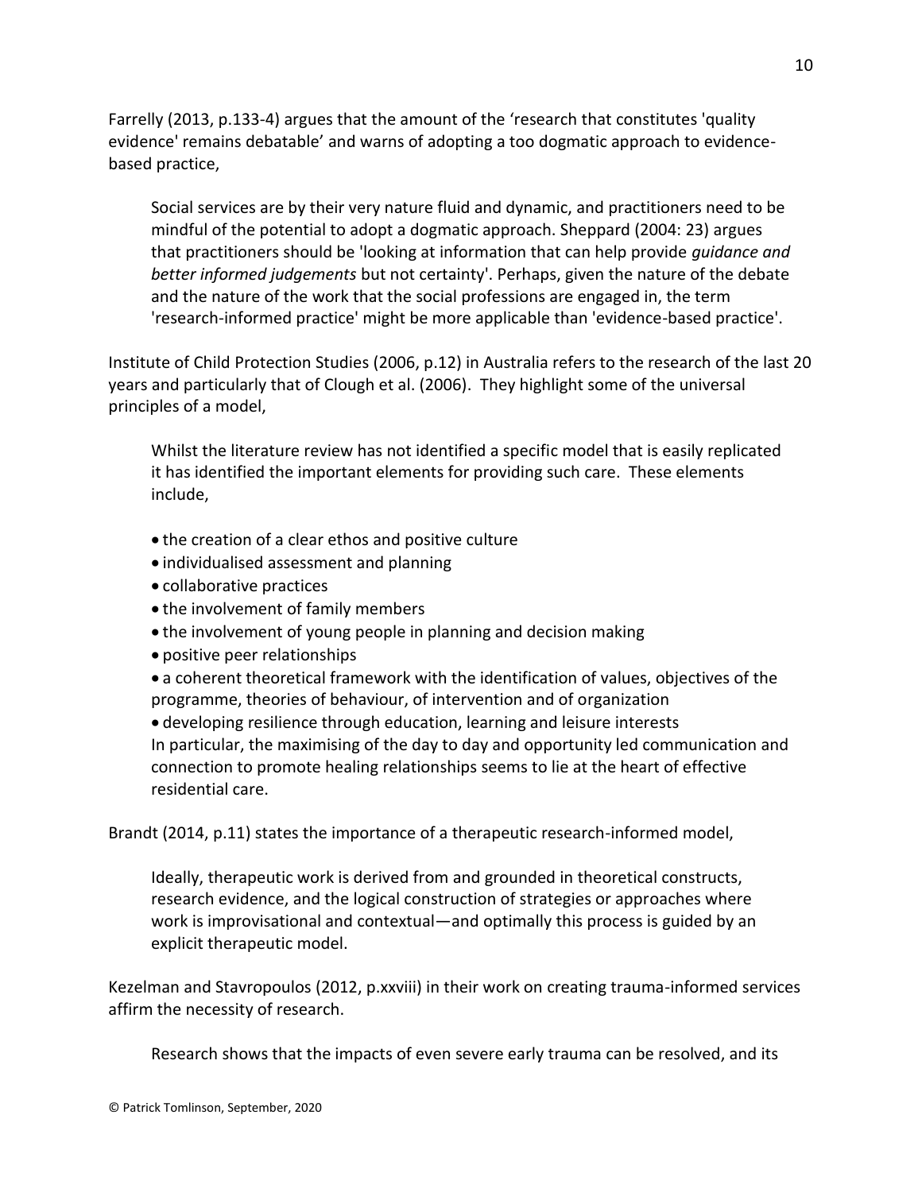Farrelly (2013, p.133-4) argues that the amount of the 'research that constitutes 'quality evidence' remains debatable' and warns of adopting a too dogmatic approach to evidence-based practice,

> Social services are by their very nature fluid and dynamic, and practitioners need to be mindful of the potential to adopt a dogmatic approach. Sheppard (2004: 23) argues that practitioners should be 'looking at information that can help provide *guidance and better informed judgements* but not certainty'. Perhaps, given the nature of the debate and the nature of the work that the social professions are engaged in, the term 'research-informed practice' might be more applicable than 'evidence-based practice'.

Institute of Child Protection Studies (2006, p.12) in Australia refers to the research of the last 20 years and particularly that of Clough et al. (2006). They highlight some of the universal principles of a model,

> Whilst the literature review has not identified a specific model that is easily replicated it has identified the important elements for providing such care. These elements include,
>
> - the creation of a clear ethos and positive culture
> - individualised assessment and planning
> - collaborative practices
> - the involvement of family members
> - the involvement of young people in planning and decision making
> - positive peer relationships
> - a coherent theoretical framework with the identification of values, objectives of the programme, theories of behaviour, of intervention and of organization
> - developing resilience through education, learning and leisure interests
>
> In particular, the maximising of the day to day and opportunity led communication and connection to promote healing relationships seems to lie at the heart of effective residential care.

Brandt (2014, p.11) states the importance of a therapeutic research-informed model,

> Ideally, therapeutic work is derived from and grounded in theoretical constructs, research evidence, and the logical construction of strategies or approaches where work is improvisational and contextual—and optimally this process is guided by an explicit therapeutic model.

Kezelman and Stavropoulos (2012, p.xxviii) in their work on creating trauma-informed services affirm the necessity of research.

> Research shows that the impacts of even severe early trauma can be resolved, and its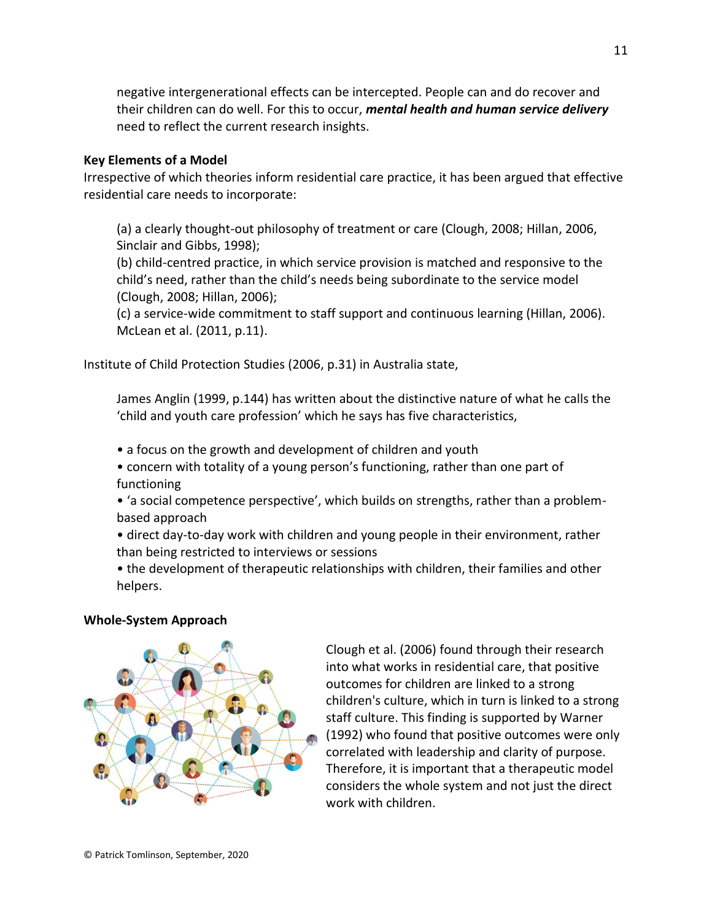negative intergenerational effects can be intercepted. People can and do recover and their children can do well. For this to occur, ***mental health and human service delivery*** need to reflect the current research insights.

## Key Elements of a Model

Irrespective of which theories inform residential care practice, it has been argued that effective residential care needs to incorporate:

> (a) a clearly thought-out philosophy of treatment or care (Clough, 2008; Hillan, 2006, Sinclair and Gibbs, 1998);
> (b) child-centred practice, in which service provision is matched and responsive to the child's need, rather than the child's needs being subordinate to the service model (Clough, 2008; Hillan, 2006);
> (c) a service-wide commitment to staff support and continuous learning (Hillan, 2006). McLean et al. (2011, p.11).

Institute of Child Protection Studies (2006, p.31) in Australia state,

> James Anglin (1999, p.144) has written about the distinctive nature of what he calls the 'child and youth care profession' which he says has five characteristics,
>
> - a focus on the growth and development of children and youth
> - concern with totality of a young person's functioning, rather than one part of functioning
> - 'a social competence perspective', which builds on strengths, rather than a problem-based approach
> - direct day-to-day work with children and young people in their environment, rather than being restricted to interviews or sessions
> - the development of therapeutic relationships with children, their families and other helpers.

## Whole-System Approach

Clough et al. (2006) found through their research into what works in residential care, that positive outcomes for children are linked to a strong children's culture, which in turn is linked to a strong staff culture. This finding is supported by Warner (1992) who found that positive outcomes were only correlated with leadership and clarity of purpose. Therefore, it is important that a therapeutic model considers the whole system and not just the direct work with children.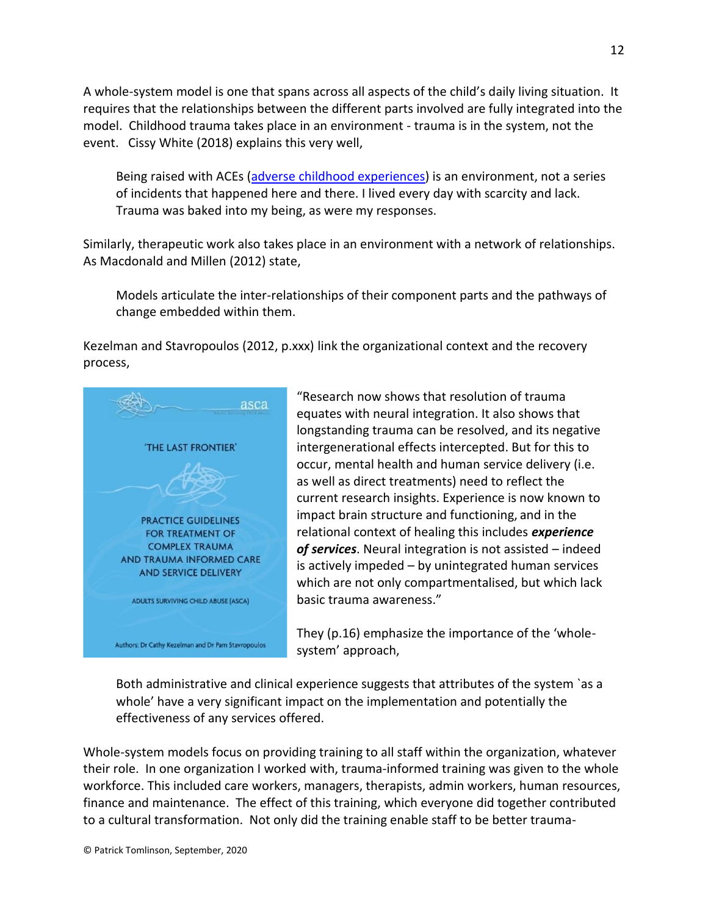A whole-system model is one that spans across all aspects of the child's daily living situation. It requires that the relationships between the different parts involved are fully integrated into the model. Childhood trauma takes place in an environment - trauma is in the system, not the event. Cissy White (2018) explains this very well,

> Being raised with ACEs ([adverse childhood experiences]()) is an environment, not a series of incidents that happened here and there. I lived every day with scarcity and lack. Trauma was baked into my being, as were my responses.

Similarly, therapeutic work also takes place in an environment with a network of relationships. As Macdonald and Millen (2012) state,

> Models articulate the inter-relationships of their component parts and the pathways of change embedded within them.

Kezelman and Stavropoulos (2012, p.xxx) link the organizational context and the recovery process,

"Research now shows that resolution of trauma equates with neural integration. It also shows that longstanding trauma can be resolved, and its negative intergenerational effects intercepted. But for this to occur, mental health and human service delivery (i.e. as well as direct treatments) need to reflect the current research insights. Experience is now known to impact brain structure and functioning, and in the relational context of healing this includes ***experience of services***. Neural integration is not assisted – indeed is actively impeded – by unintegrated human services which are not only compartmentalised, but which lack basic trauma awareness."

They (p.16) emphasize the importance of the 'whole-system' approach,

> Both administrative and clinical experience suggests that attributes of the system `as a whole' have a very significant impact on the implementation and potentially the effectiveness of any services offered.

Whole-system models focus on providing training to all staff within the organization, whatever their role. In one organization I worked with, trauma-informed training was given to the whole workforce. This included care workers, managers, therapists, admin workers, human resources, finance and maintenance. The effect of this training, which everyone did together contributed to a cultural transformation. Not only did the training enable staff to be better trauma-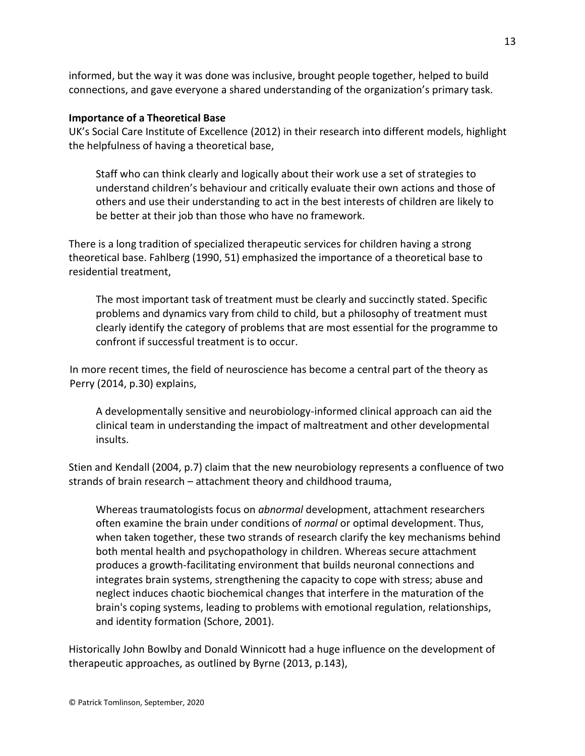informed, but the way it was done was inclusive, brought people together, helped to build connections, and gave everyone a shared understanding of the organization's primary task.

**Importance of a Theoretical Base**

UK's Social Care Institute of Excellence (2012) in their research into different models, highlight the helpfulness of having a theoretical base,

> Staff who can think clearly and logically about their work use a set of strategies to understand children's behaviour and critically evaluate their own actions and those of others and use their understanding to act in the best interests of children are likely to be better at their job than those who have no framework.

There is a long tradition of specialized therapeutic services for children having a strong theoretical base. Fahlberg (1990, 51) emphasized the importance of a theoretical base to residential treatment,

> The most important task of treatment must be clearly and succinctly stated. Specific problems and dynamics vary from child to child, but a philosophy of treatment must clearly identify the category of problems that are most essential for the programme to confront if successful treatment is to occur.

In more recent times, the field of neuroscience has become a central part of the theory as Perry (2014, p.30) explains,

> A developmentally sensitive and neurobiology-informed clinical approach can aid the clinical team in understanding the impact of maltreatment and other developmental insults.

Stien and Kendall (2004, p.7) claim that the new neurobiology represents a confluence of two strands of brain research – attachment theory and childhood trauma,

> Whereas traumatologists focus on *abnormal* development, attachment researchers often examine the brain under conditions of *normal* or optimal development. Thus, when taken together, these two strands of research clarify the key mechanisms behind both mental health and psychopathology in children. Whereas secure attachment produces a growth-facilitating environment that builds neuronal connections and integrates brain systems, strengthening the capacity to cope with stress; abuse and neglect induces chaotic biochemical changes that interfere in the maturation of the brain's coping systems, leading to problems with emotional regulation, relationships, and identity formation (Schore, 2001).

Historically John Bowlby and Donald Winnicott had a huge influence on the development of therapeutic approaches, as outlined by Byrne (2013, p.143),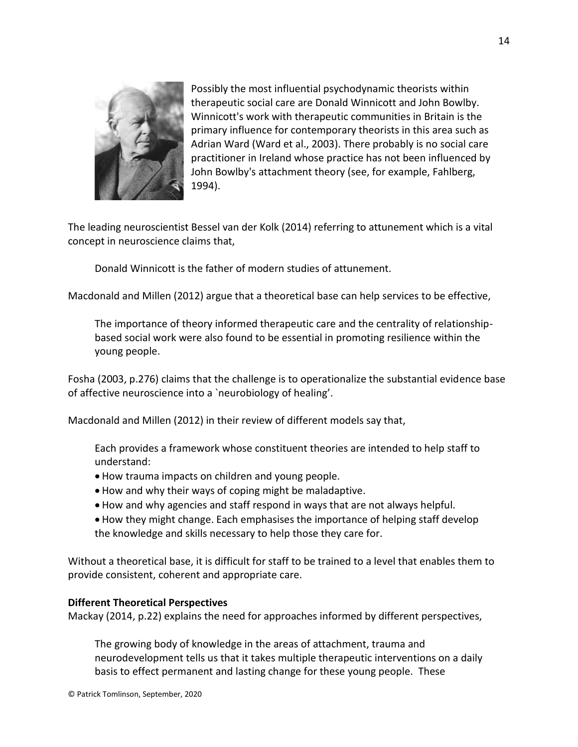Possibly the most influential psychodynamic theorists within therapeutic social care are Donald Winnicott and John Bowlby. Winnicott's work with therapeutic communities in Britain is the primary influence for contemporary theorists in this area such as Adrian Ward (Ward et al., 2003). There probably is no social care practitioner in Ireland whose practice has not been influenced by John Bowlby's attachment theory (see, for example, Fahlberg, 1994).

The leading neuroscientist Bessel van der Kolk (2014) referring to attunement which is a vital concept in neuroscience claims that,

> Donald Winnicott is the father of modern studies of attunement.

Macdonald and Millen (2012) argue that a theoretical base can help services to be effective,

> The importance of theory informed therapeutic care and the centrality of relationship-based social work were also found to be essential in promoting resilience within the young people.

Fosha (2003, p.276) claims that the challenge is to operationalize the substantial evidence base of affective neuroscience into a `neurobiology of healing'.

Macdonald and Millen (2012) in their review of different models say that,

> Each provides a framework whose constituent theories are intended to help staff to understand:
>
> - How trauma impacts on children and young people.
> - How and why their ways of coping might be maladaptive.
> - How and why agencies and staff respond in ways that are not always helpful.
> - How they might change. Each emphasises the importance of helping staff develop the knowledge and skills necessary to help those they care for.

Without a theoretical base, it is difficult for staff to be trained to a level that enables them to provide consistent, coherent and appropriate care.

**Different Theoretical Perspectives**

Mackay (2014, p.22) explains the need for approaches informed by different perspectives,

> The growing body of knowledge in the areas of attachment, trauma and neurodevelopment tells us that it takes multiple therapeutic interventions on a daily basis to effect permanent and lasting change for these young people. These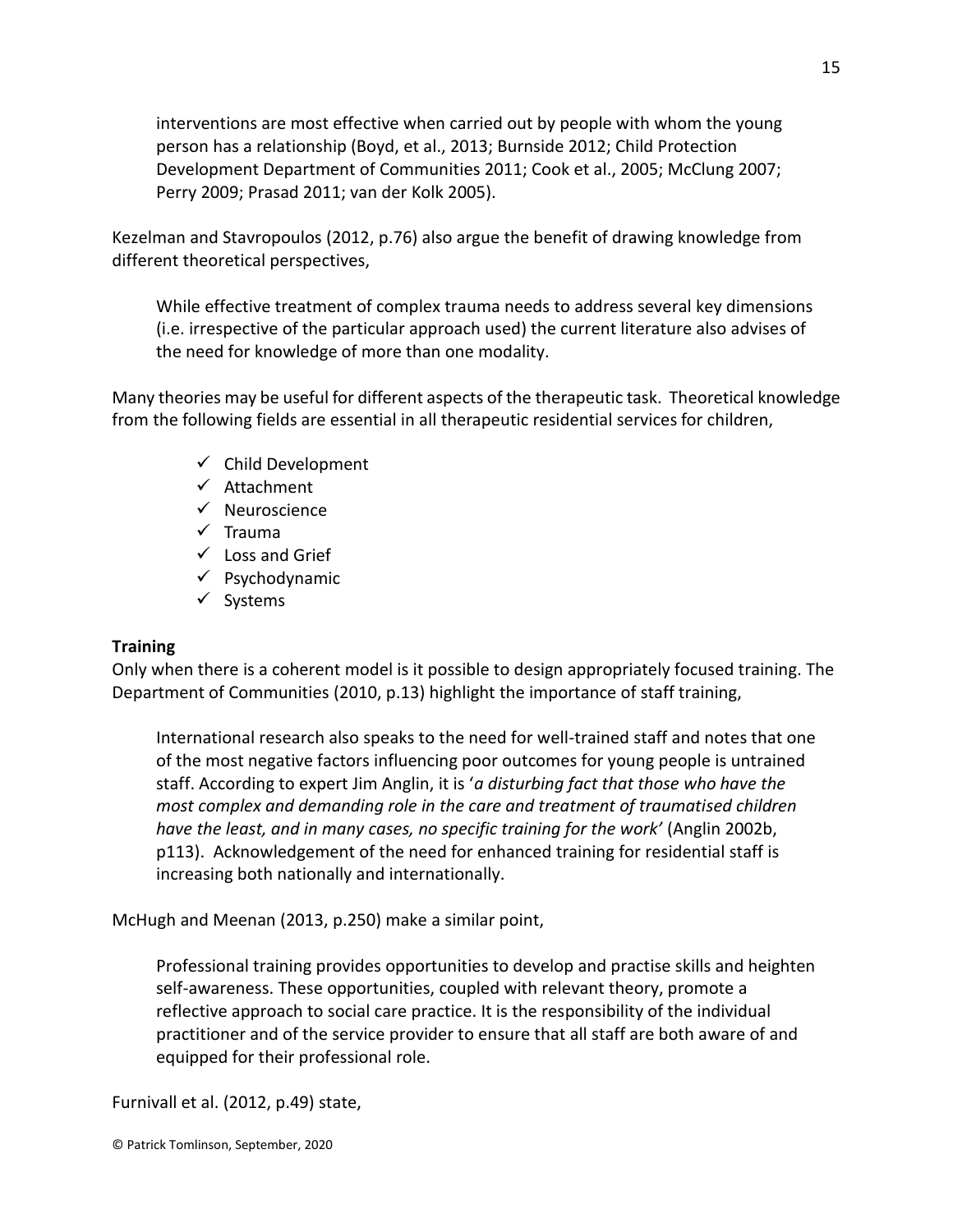> interventions are most effective when carried out by people with whom the young person has a relationship (Boyd, et al., 2013; Burnside 2012; Child Protection Development Department of Communities 2011; Cook et al., 2005; McClung 2007; Perry 2009; Prasad 2011; van der Kolk 2005).

Kezelman and Stavropoulos (2012, p.76) also argue the benefit of drawing knowledge from different theoretical perspectives,

> While effective treatment of complex trauma needs to address several key dimensions (i.e. irrespective of the particular approach used) the current literature also advises of the need for knowledge of more than one modality.

Many theories may be useful for different aspects of the therapeutic task. Theoretical knowledge from the following fields are essential in all therapeutic residential services for children,

- ✓ Child Development
- ✓ Attachment
- ✓ Neuroscience
- ✓ Trauma
- ✓ Loss and Grief
- ✓ Psychodynamic
- ✓ Systems

**Training**

Only when there is a coherent model is it possible to design appropriately focused training. The Department of Communities (2010, p.13) highlight the importance of staff training,

> International research also speaks to the need for well-trained staff and notes that one of the most negative factors influencing poor outcomes for young people is untrained staff. According to expert Jim Anglin, it is '*a disturbing fact that those who have the most complex and demanding role in the care and treatment of traumatised children have the least, and in many cases, no specific training for the work'* (Anglin 2002b, p113). Acknowledgement of the need for enhanced training for residential staff is increasing both nationally and internationally.

McHugh and Meenan (2013, p.250) make a similar point,

> Professional training provides opportunities to develop and practise skills and heighten self-awareness. These opportunities, coupled with relevant theory, promote a reflective approach to social care practice. It is the responsibility of the individual practitioner and of the service provider to ensure that all staff are both aware of and equipped for their professional role.

Furnivall et al. (2012, p.49) state,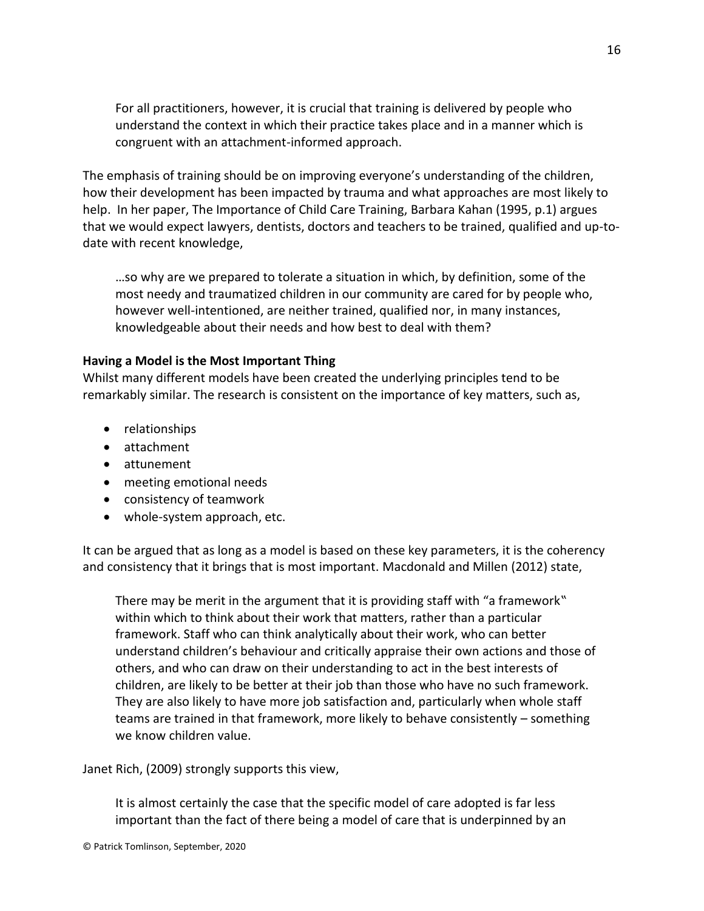> For all practitioners, however, it is crucial that training is delivered by people who understand the context in which their practice takes place and in a manner which is congruent with an attachment-informed approach.

The emphasis of training should be on improving everyone's understanding of the children, how their development has been impacted by trauma and what approaches are most likely to help. In her paper, The Importance of Child Care Training, Barbara Kahan (1995, p.1) argues that we would expect lawyers, dentists, doctors and teachers to be trained, qualified and up-to-date with recent knowledge,

> …so why are we prepared to tolerate a situation in which, by definition, some of the most needy and traumatized children in our community are cared for by people who, however well-intentioned, are neither trained, qualified nor, in many instances, knowledgeable about their needs and how best to deal with them?

**Having a Model is the Most Important Thing**

Whilst many different models have been created the underlying principles tend to be remarkably similar. The research is consistent on the importance of key matters, such as,

- relationships
- attachment
- attunement
- meeting emotional needs
- consistency of teamwork
- whole-system approach, etc.

It can be argued that as long as a model is based on these key parameters, it is the coherency and consistency that it brings that is most important. Macdonald and Millen (2012) state,

> There may be merit in the argument that it is providing staff with "a framework" within which to think about their work that matters, rather than a particular framework. Staff who can think analytically about their work, who can better understand children's behaviour and critically appraise their own actions and those of others, and who can draw on their understanding to act in the best interests of children, are likely to be better at their job than those who have no such framework. They are also likely to have more job satisfaction and, particularly when whole staff teams are trained in that framework, more likely to behave consistently – something we know children value.

Janet Rich, (2009) strongly supports this view,

> It is almost certainly the case that the specific model of care adopted is far less important than the fact of there being a model of care that is underpinned by an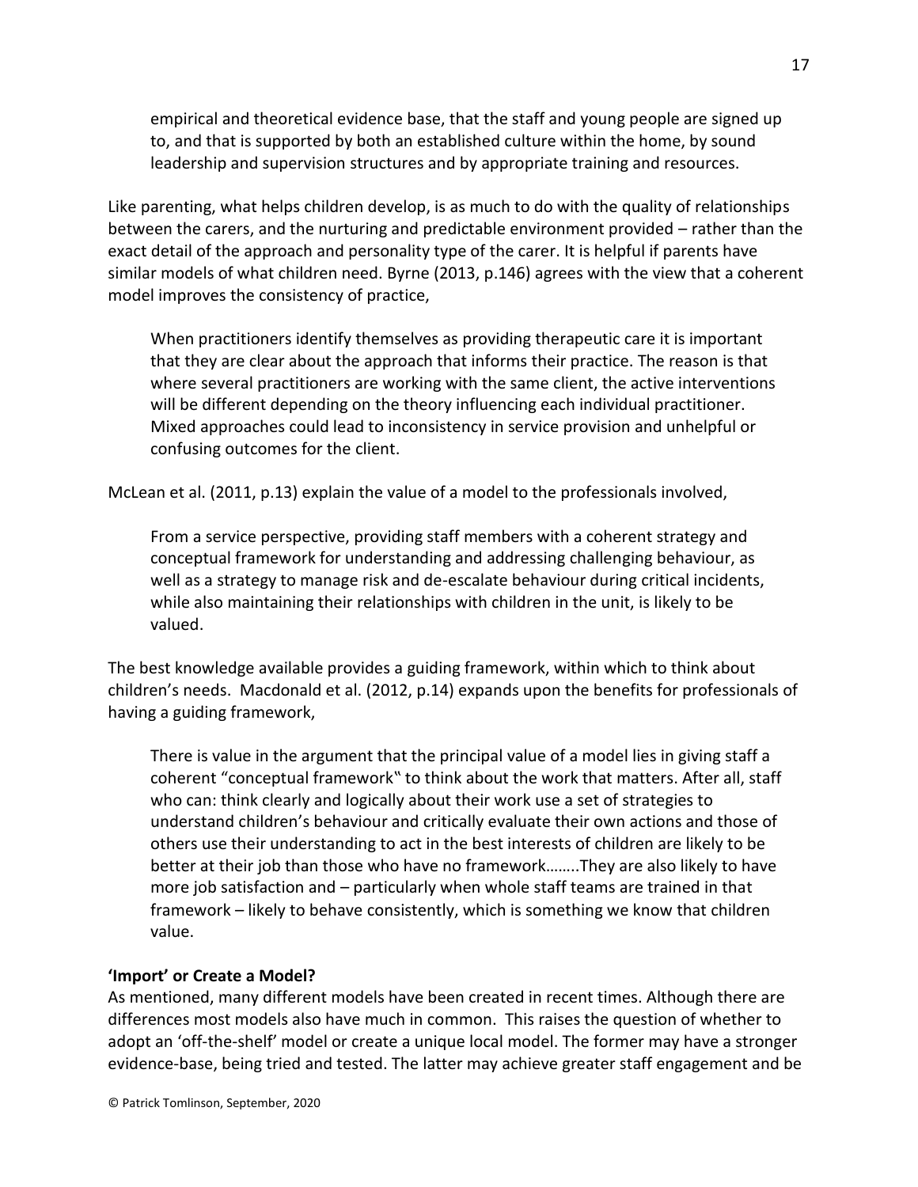> empirical and theoretical evidence base, that the staff and young people are signed up to, and that is supported by both an established culture within the home, by sound leadership and supervision structures and by appropriate training and resources.

Like parenting, what helps children develop, is as much to do with the quality of relationships between the carers, and the nurturing and predictable environment provided – rather than the exact detail of the approach and personality type of the carer. It is helpful if parents have similar models of what children need. Byrne (2013, p.146) agrees with the view that a coherent model improves the consistency of practice,

> When practitioners identify themselves as providing therapeutic care it is important that they are clear about the approach that informs their practice. The reason is that where several practitioners are working with the same client, the active interventions will be different depending on the theory influencing each individual practitioner. Mixed approaches could lead to inconsistency in service provision and unhelpful or confusing outcomes for the client.

McLean et al. (2011, p.13) explain the value of a model to the professionals involved,

> From a service perspective, providing staff members with a coherent strategy and conceptual framework for understanding and addressing challenging behaviour, as well as a strategy to manage risk and de-escalate behaviour during critical incidents, while also maintaining their relationships with children in the unit, is likely to be valued.

The best knowledge available provides a guiding framework, within which to think about children's needs. Macdonald et al. (2012, p.14) expands upon the benefits for professionals of having a guiding framework,

> There is value in the argument that the principal value of a model lies in giving staff a coherent "conceptual framework" to think about the work that matters. After all, staff who can: think clearly and logically about their work use a set of strategies to understand children's behaviour and critically evaluate their own actions and those of others use their understanding to act in the best interests of children are likely to be better at their job than those who have no framework……..They are also likely to have more job satisfaction and – particularly when whole staff teams are trained in that framework – likely to behave consistently, which is something we know that children value.

**'Import' or Create a Model?**

As mentioned, many different models have been created in recent times. Although there are differences most models also have much in common. This raises the question of whether to adopt an 'off-the-shelf' model or create a unique local model. The former may have a stronger evidence-base, being tried and tested. The latter may achieve greater staff engagement and be

© Patrick Tomlinson, September, 2020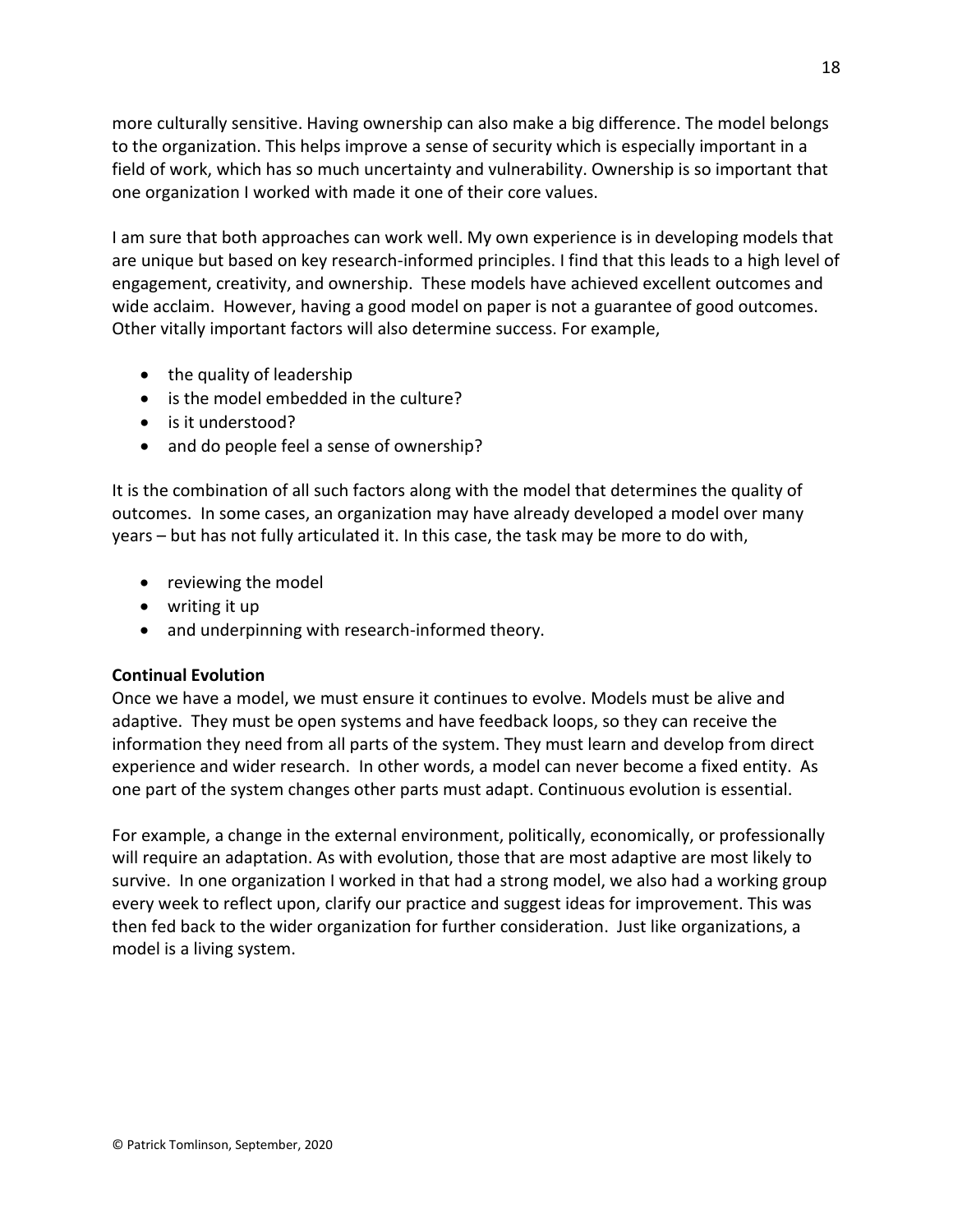more culturally sensitive. Having ownership can also make a big difference. The model belongs to the organization. This helps improve a sense of security which is especially important in a field of work, which has so much uncertainty and vulnerability. Ownership is so important that one organization I worked with made it one of their core values.

I am sure that both approaches can work well. My own experience is in developing models that are unique but based on key research-informed principles. I find that this leads to a high level of engagement, creativity, and ownership. These models have achieved excellent outcomes and wide acclaim. However, having a good model on paper is not a guarantee of good outcomes. Other vitally important factors will also determine success. For example,

- the quality of leadership
- is the model embedded in the culture?
- is it understood?
- and do people feel a sense of ownership?

It is the combination of all such factors along with the model that determines the quality of outcomes. In some cases, an organization may have already developed a model over many years – but has not fully articulated it. In this case, the task may be more to do with,

- reviewing the model
- writing it up
- and underpinning with research-informed theory.

**Continual Evolution**

Once we have a model, we must ensure it continues to evolve. Models must be alive and adaptive. They must be open systems and have feedback loops, so they can receive the information they need from all parts of the system. They must learn and develop from direct experience and wider research. In other words, a model can never become a fixed entity. As one part of the system changes other parts must adapt. Continuous evolution is essential.

For example, a change in the external environment, politically, economically, or professionally will require an adaptation. As with evolution, those that are most adaptive are most likely to survive. In one organization I worked in that had a strong model, we also had a working group every week to reflect upon, clarify our practice and suggest ideas for improvement. This was then fed back to the wider organization for further consideration. Just like organizations, a model is a living system.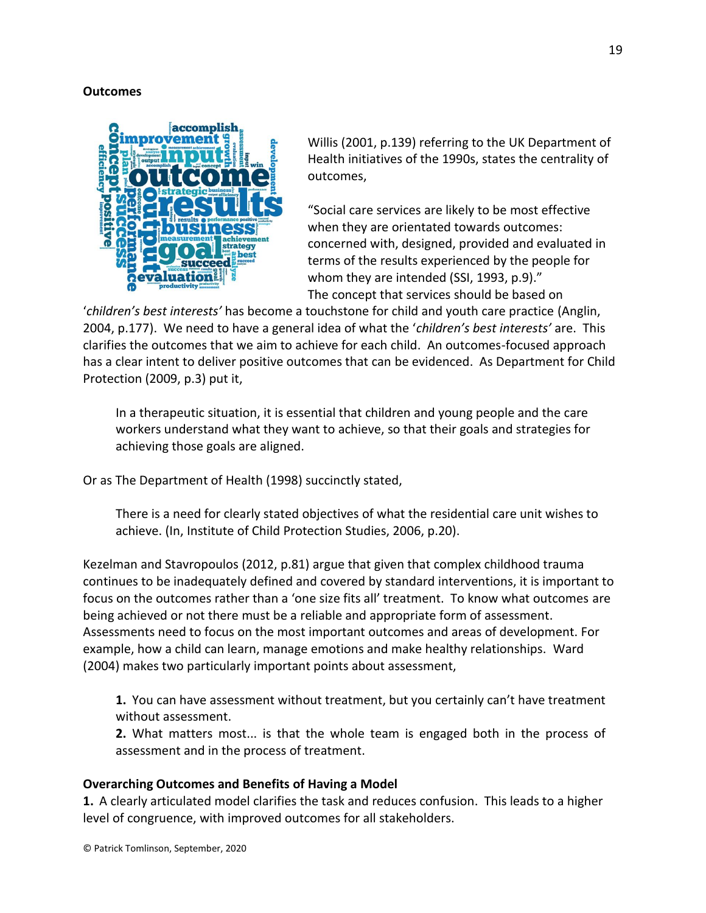**Outcomes**

Willis (2001, p.139) referring to the UK Department of Health initiatives of the 1990s, states the centrality of outcomes,

"Social care services are likely to be most effective when they are orientated towards outcomes: concerned with, designed, provided and evaluated in terms of the results experienced by the people for whom they are intended (SSI, 1993, p.9)."

The concept that services should be based on '*children's best interests'* has become a touchstone for child and youth care practice (Anglin, 2004, p.177). We need to have a general idea of what the '*children's best interests'* are. This clarifies the outcomes that we aim to achieve for each child. An outcomes-focused approach has a clear intent to deliver positive outcomes that can be evidenced. As Department for Child Protection (2009, p.3) put it,

> In a therapeutic situation, it is essential that children and young people and the care workers understand what they want to achieve, so that their goals and strategies for achieving those goals are aligned.

Or as The Department of Health (1998) succinctly stated,

> There is a need for clearly stated objectives of what the residential care unit wishes to achieve. (In, Institute of Child Protection Studies, 2006, p.20).

Kezelman and Stavropoulos (2012, p.81) argue that given that complex childhood trauma continues to be inadequately defined and covered by standard interventions, it is important to focus on the outcomes rather than a 'one size fits all' treatment. To know what outcomes are being achieved or not there must be a reliable and appropriate form of assessment. Assessments need to focus on the most important outcomes and areas of development. For example, how a child can learn, manage emotions and make healthy relationships. Ward (2004) makes two particularly important points about assessment,

> **1.** You can have assessment without treatment, but you certainly can't have treatment without assessment.
> **2.** What matters most... is that the whole team is engaged both in the process of assessment and in the process of treatment.

**Overarching Outcomes and Benefits of Having a Model**

**1.** A clearly articulated model clarifies the task and reduces confusion. This leads to a higher level of congruence, with improved outcomes for all stakeholders.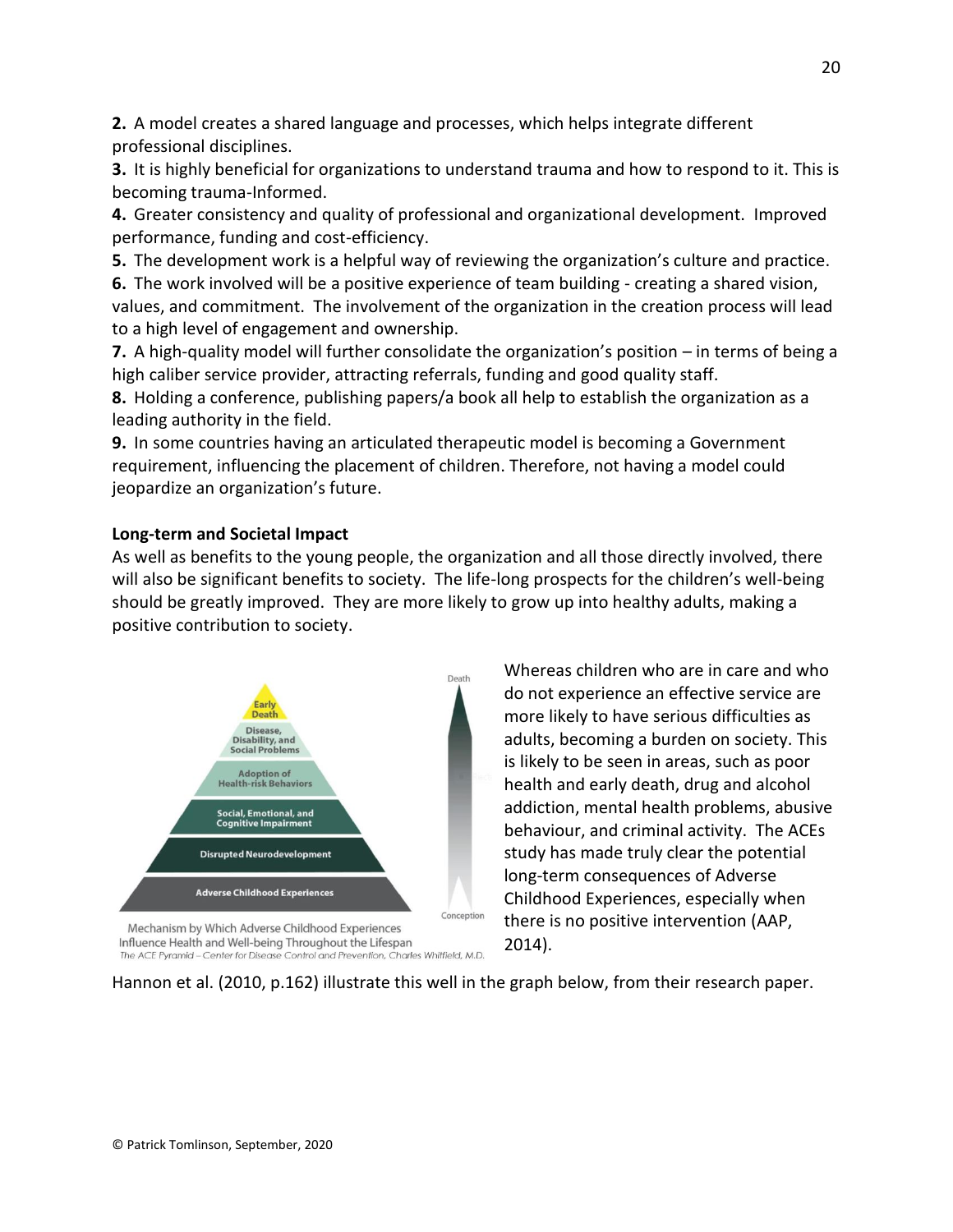**2.** A model creates a shared language and processes, which helps integrate different professional disciplines.

**3.** It is highly beneficial for organizations to understand trauma and how to respond to it. This is becoming trauma-Informed.

**4.** Greater consistency and quality of professional and organizational development. Improved performance, funding and cost-efficiency.

**5.** The development work is a helpful way of reviewing the organization's culture and practice.

**6.** The work involved will be a positive experience of team building - creating a shared vision, values, and commitment. The involvement of the organization in the creation process will lead to a high level of engagement and ownership.

**7.** A high-quality model will further consolidate the organization's position – in terms of being a high caliber service provider, attracting referrals, funding and good quality staff.

**8.** Holding a conference, publishing papers/a book all help to establish the organization as a leading authority in the field.

**9.** In some countries having an articulated therapeutic model is becoming a Government requirement, influencing the placement of children. Therefore, not having a model could jeopardize an organization's future.

**Long-term and Societal Impact**

As well as benefits to the young people, the organization and all those directly involved, there will also be significant benefits to society. The life-long prospects for the children's well-being should be greatly improved. They are more likely to grow up into healthy adults, making a positive contribution to society.

Mechanism by Which Adverse Childhood Experiences Influence Health and Well-being Throughout the Lifespan
*The ACE Pyramid – Center for Disease Control and Prevention, Charles Whitfield, M.D.*

Whereas children who are in care and who do not experience an effective service are more likely to have serious difficulties as adults, becoming a burden on society. This is likely to be seen in areas, such as poor health and early death, drug and alcohol addiction, mental health problems, abusive behaviour, and criminal activity. The ACEs study has made truly clear the potential long-term consequences of Adverse Childhood Experiences, especially when there is no positive intervention (AAP, 2014).

Hannon et al. (2010, p.162) illustrate this well in the graph below, from their research paper.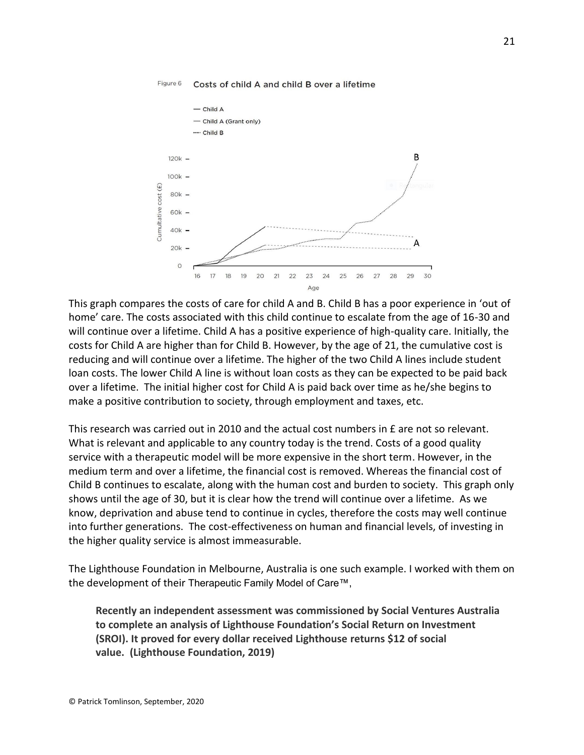Figure 6 Costs of child A and child B over a lifetime

This graph compares the costs of care for child A and B. Child B has a poor experience in 'out of home' care. The costs associated with this child continue to escalate from the age of 16-30 and will continue over a lifetime. Child A has a positive experience of high-quality care. Initially, the costs for Child A are higher than for Child B. However, by the age of 21, the cumulative cost is reducing and will continue over a lifetime. The higher of the two Child A lines include student loan costs. The lower Child A line is without loan costs as they can be expected to be paid back over a lifetime. The initial higher cost for Child A is paid back over time as he/she begins to make a positive contribution to society, through employment and taxes, etc.

This research was carried out in 2010 and the actual cost numbers in £ are not so relevant. What is relevant and applicable to any country today is the trend. Costs of a good quality service with a therapeutic model will be more expensive in the short term. However, in the medium term and over a lifetime, the financial cost is removed. Whereas the financial cost of Child B continues to escalate, along with the human cost and burden to society. This graph only shows until the age of 30, but it is clear how the trend will continue over a lifetime. As we know, deprivation and abuse tend to continue in cycles, therefore the costs may well continue into further generations. The cost-effectiveness on human and financial levels, of investing in the higher quality service is almost immeasurable.

The Lighthouse Foundation in Melbourne, Australia is one such example. I worked with them on the development of their Therapeutic Family Model of Care™,

> **Recently an independent assessment was commissioned by Social Ventures Australia to complete an analysis of Lighthouse Foundation's Social Return on Investment (SROI). It proved for every dollar received Lighthouse returns $12 of social value. (Lighthouse Foundation, 2019)**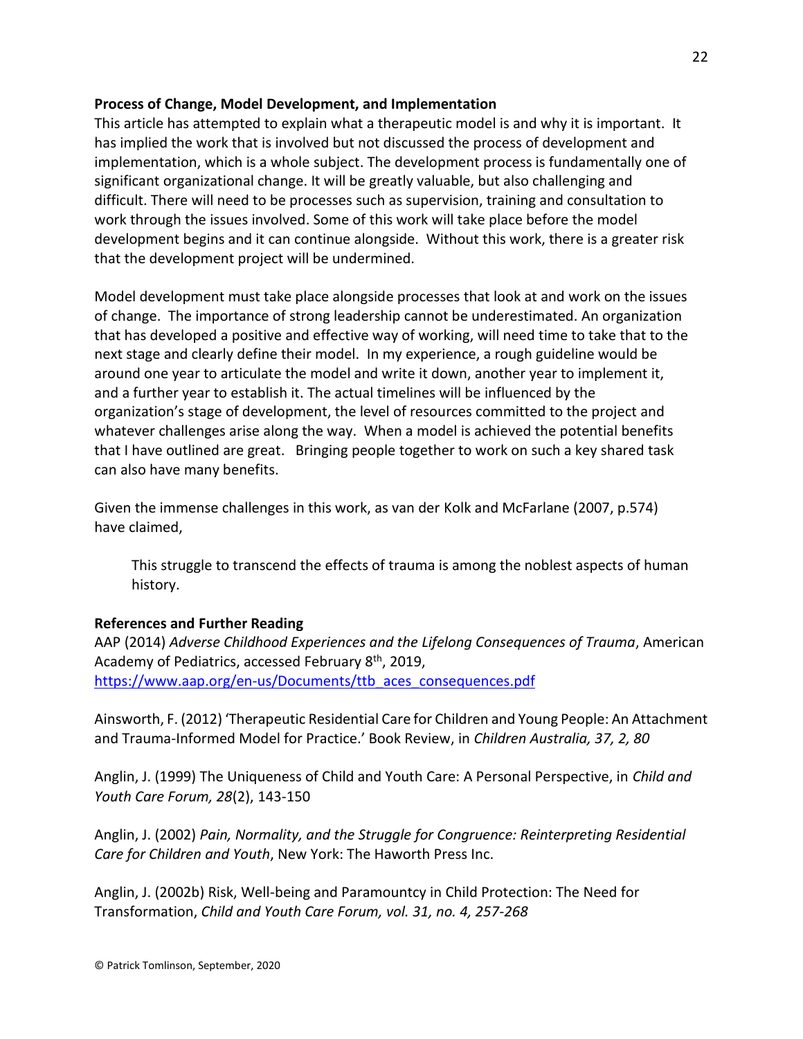### Process of Change, Model Development, and Implementation

This article has attempted to explain what a therapeutic model is and why it is important. It has implied the work that is involved but not discussed the process of development and implementation, which is a whole subject. The development process is fundamentally one of significant organizational change. It will be greatly valuable, but also challenging and difficult. There will need to be processes such as supervision, training and consultation to work through the issues involved. Some of this work will take place before the model development begins and it can continue alongside. Without this work, there is a greater risk that the development project will be undermined.

Model development must take place alongside processes that look at and work on the issues of change. The importance of strong leadership cannot be underestimated. An organization that has developed a positive and effective way of working, will need time to take that to the next stage and clearly define their model. In my experience, a rough guideline would be around one year to articulate the model and write it down, another year to implement it, and a further year to establish it. The actual timelines will be influenced by the organization's stage of development, the level of resources committed to the project and whatever challenges arise along the way. When a model is achieved the potential benefits that I have outlined are great. Bringing people together to work on such a key shared task can also have many benefits.

Given the immense challenges in this work, as van der Kolk and McFarlane (2007, p.574) have claimed,

> This struggle to transcend the effects of trauma is among the noblest aspects of human history.

### References and Further Reading

AAP (2014) *Adverse Childhood Experiences and the Lifelong Consequences of Trauma*, American Academy of Pediatrics, accessed February 8th, 2019, https://www.aap.org/en-us/Documents/ttb_aces_consequences.pdf

Ainsworth, F. (2012) 'Therapeutic Residential Care for Children and Young People: An Attachment and Trauma-Informed Model for Practice.' Book Review, in *Children Australia, 37, 2, 80*

Anglin, J. (1999) The Uniqueness of Child and Youth Care: A Personal Perspective, in *Child and Youth Care Forum, 28*(2), 143-150

Anglin, J. (2002) *Pain, Normality, and the Struggle for Congruence: Reinterpreting Residential Care for Children and Youth*, New York: The Haworth Press Inc.

Anglin, J. (2002b) Risk, Well-being and Paramountcy in Child Protection: The Need for Transformation, *Child and Youth Care Forum, vol. 31, no. 4, 257-268*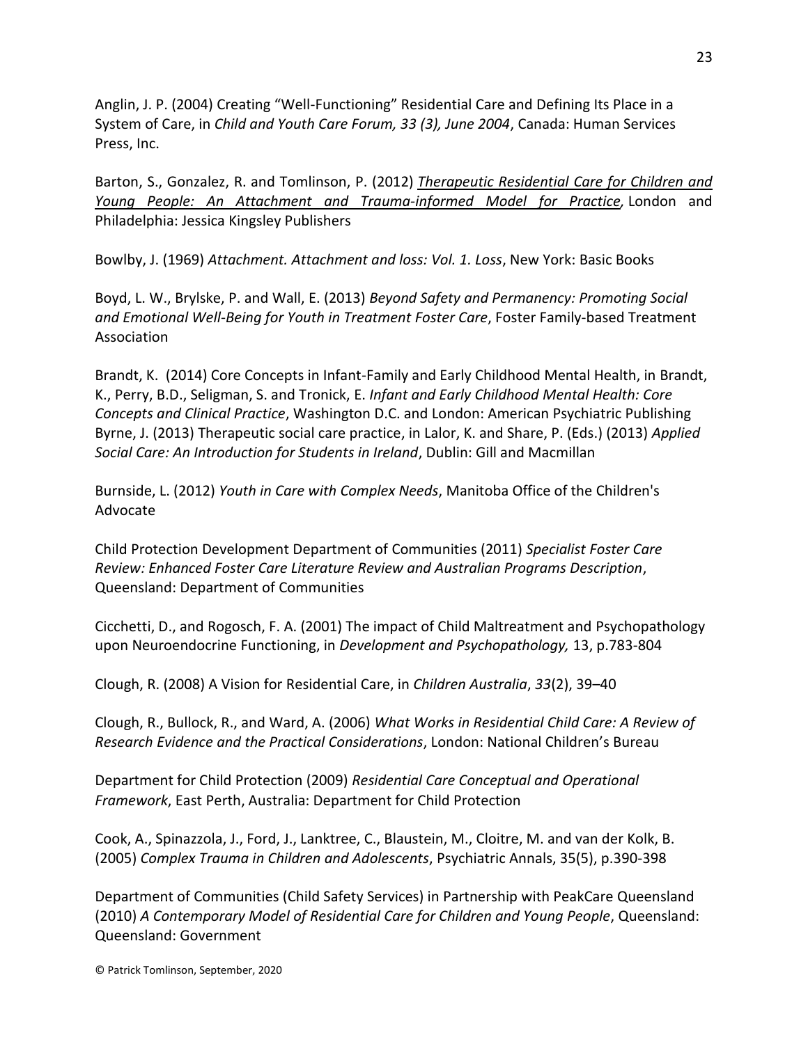Anglin, J. P. (2004) Creating "Well-Functioning" Residential Care and Defining Its Place in a System of Care, in *Child and Youth Care Forum, 33 (3), June 2004*, Canada: Human Services Press, Inc.

Barton, S., Gonzalez, R. and Tomlinson, P. (2012) *Therapeutic Residential Care for Children and Young People: An Attachment and Trauma-informed Model for Practice,* London and Philadelphia: Jessica Kingsley Publishers

Bowlby, J. (1969) *Attachment. Attachment and loss: Vol. 1. Loss*, New York: Basic Books

Boyd, L. W., Brylske, P. and Wall, E. (2013) *Beyond Safety and Permanency: Promoting Social and Emotional Well-Being for Youth in Treatment Foster Care*, Foster Family-based Treatment Association

Brandt, K. (2014) Core Concepts in Infant-Family and Early Childhood Mental Health, in Brandt, K., Perry, B.D., Seligman, S. and Tronick, E. *Infant and Early Childhood Mental Health: Core Concepts and Clinical Practice*, Washington D.C. and London: American Psychiatric Publishing

Byrne, J. (2013) Therapeutic social care practice, in Lalor, K. and Share, P. (Eds.) (2013) *Applied Social Care: An Introduction for Students in Ireland*, Dublin: Gill and Macmillan

Burnside, L. (2012) *Youth in Care with Complex Needs*, Manitoba Office of the Children's Advocate

Child Protection Development Department of Communities (2011) *Specialist Foster Care Review: Enhanced Foster Care Literature Review and Australian Programs Description*, Queensland: Department of Communities

Cicchetti, D., and Rogosch, F. A. (2001) The impact of Child Maltreatment and Psychopathology upon Neuroendocrine Functioning, in *Development and Psychopathology,* 13, p.783-804

Clough, R. (2008) A Vision for Residential Care, in *Children Australia*, *33*(2), 39–40

Clough, R., Bullock, R., and Ward, A. (2006) *What Works in Residential Child Care: A Review of Research Evidence and the Practical Considerations*, London: National Children's Bureau

Department for Child Protection (2009) *Residential Care Conceptual and Operational Framework*, East Perth, Australia: Department for Child Protection

Cook, A., Spinazzola, J., Ford, J., Lanktree, C., Blaustein, M., Cloitre, M. and van der Kolk, B. (2005) *Complex Trauma in Children and Adolescents*, Psychiatric Annals, 35(5), p.390-398

Department of Communities (Child Safety Services) in Partnership with PeakCare Queensland (2010) *A Contemporary Model of Residential Care for Children and Young People*, Queensland: Queensland: Government

© Patrick Tomlinson, September, 2020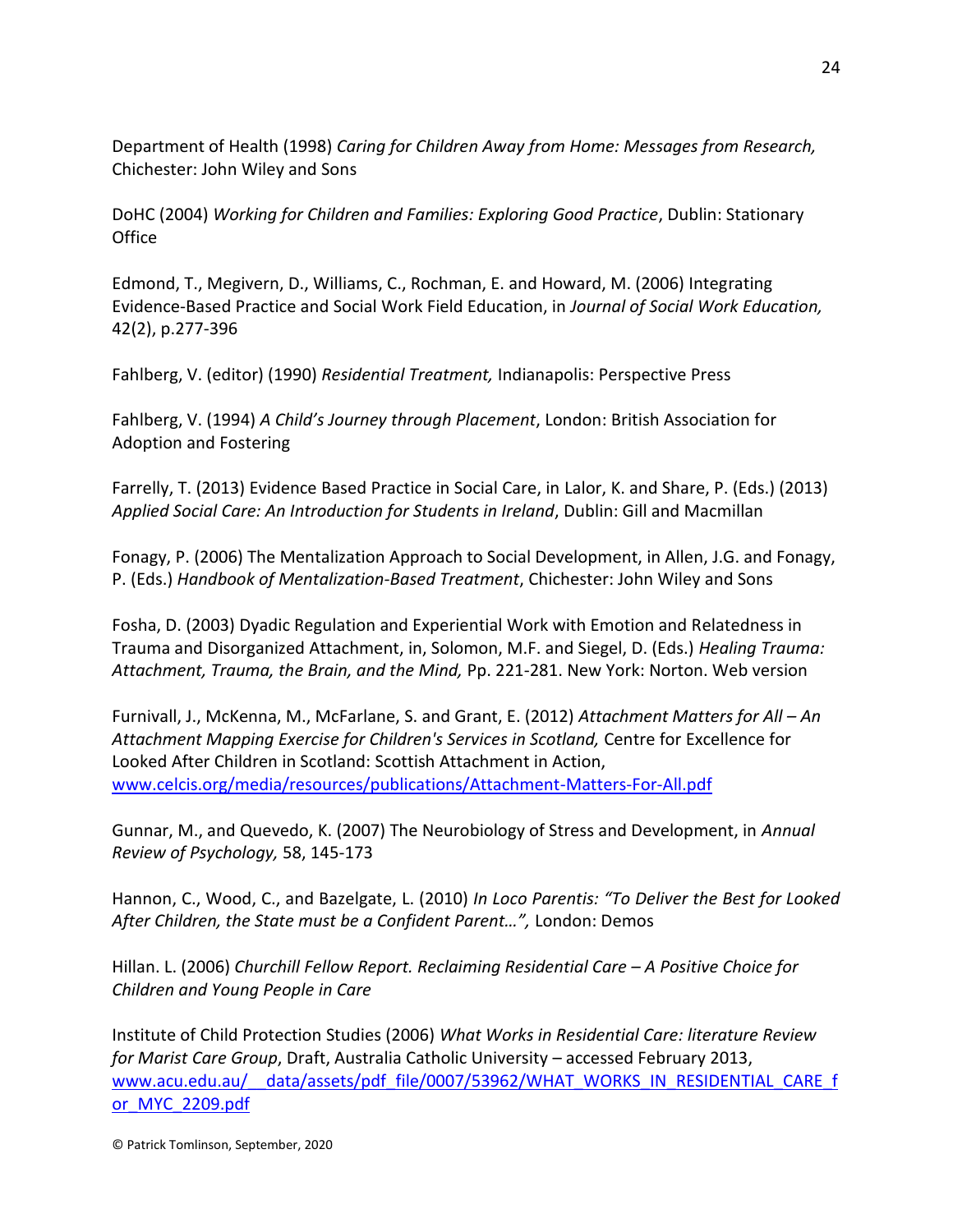Department of Health (1998) *Caring for Children Away from Home: Messages from Research,* Chichester: John Wiley and Sons

DoHC (2004) *Working for Children and Families: Exploring Good Practice*, Dublin: Stationary Office

Edmond, T., Megivern, D., Williams, C., Rochman, E. and Howard, M. (2006) Integrating Evidence-Based Practice and Social Work Field Education, in *Journal of Social Work Education,* 42(2), p.277-396

Fahlberg, V. (editor) (1990) *Residential Treatment,* Indianapolis: Perspective Press

Fahlberg, V. (1994) *A Child's Journey through Placement*, London: British Association for Adoption and Fostering

Farrelly, T. (2013) Evidence Based Practice in Social Care, in Lalor, K. and Share, P. (Eds.) (2013) *Applied Social Care: An Introduction for Students in Ireland*, Dublin: Gill and Macmillan

Fonagy, P. (2006) The Mentalization Approach to Social Development, in Allen, J.G. and Fonagy, P. (Eds.) *Handbook of Mentalization-Based Treatment*, Chichester: John Wiley and Sons

Fosha, D. (2003) Dyadic Regulation and Experiential Work with Emotion and Relatedness in Trauma and Disorganized Attachment, in, Solomon, M.F. and Siegel, D. (Eds.) *Healing Trauma: Attachment, Trauma, the Brain, and the Mind,* Pp. 221-281. New York: Norton. Web version

Furnivall, J., McKenna, M., McFarlane, S. and Grant, E. (2012) *Attachment Matters for All – An Attachment Mapping Exercise for Children's Services in Scotland,* Centre for Excellence for Looked After Children in Scotland: Scottish Attachment in Action, www.celcis.org/media/resources/publications/Attachment-Matters-For-All.pdf

Gunnar, M., and Quevedo, K. (2007) The Neurobiology of Stress and Development, in *Annual Review of Psychology,* 58, 145-173

Hannon, C., Wood, C., and Bazelgate, L. (2010) *In Loco Parentis: "To Deliver the Best for Looked After Children, the State must be a Confident Parent…",* London: Demos

Hillan. L. (2006) *Churchill Fellow Report. Reclaiming Residential Care – A Positive Choice for Children and Young People in Care*

Institute of Child Protection Studies (2006) *What Works in Residential Care: literature Review for Marist Care Group*, Draft, Australia Catholic University – accessed February 2013, www.acu.edu.au/__data/assets/pdf_file/0007/53962/WHAT_WORKS_IN_RESIDENTIAL_CARE_for_MYC_2209.pdf

© Patrick Tomlinson, September, 2020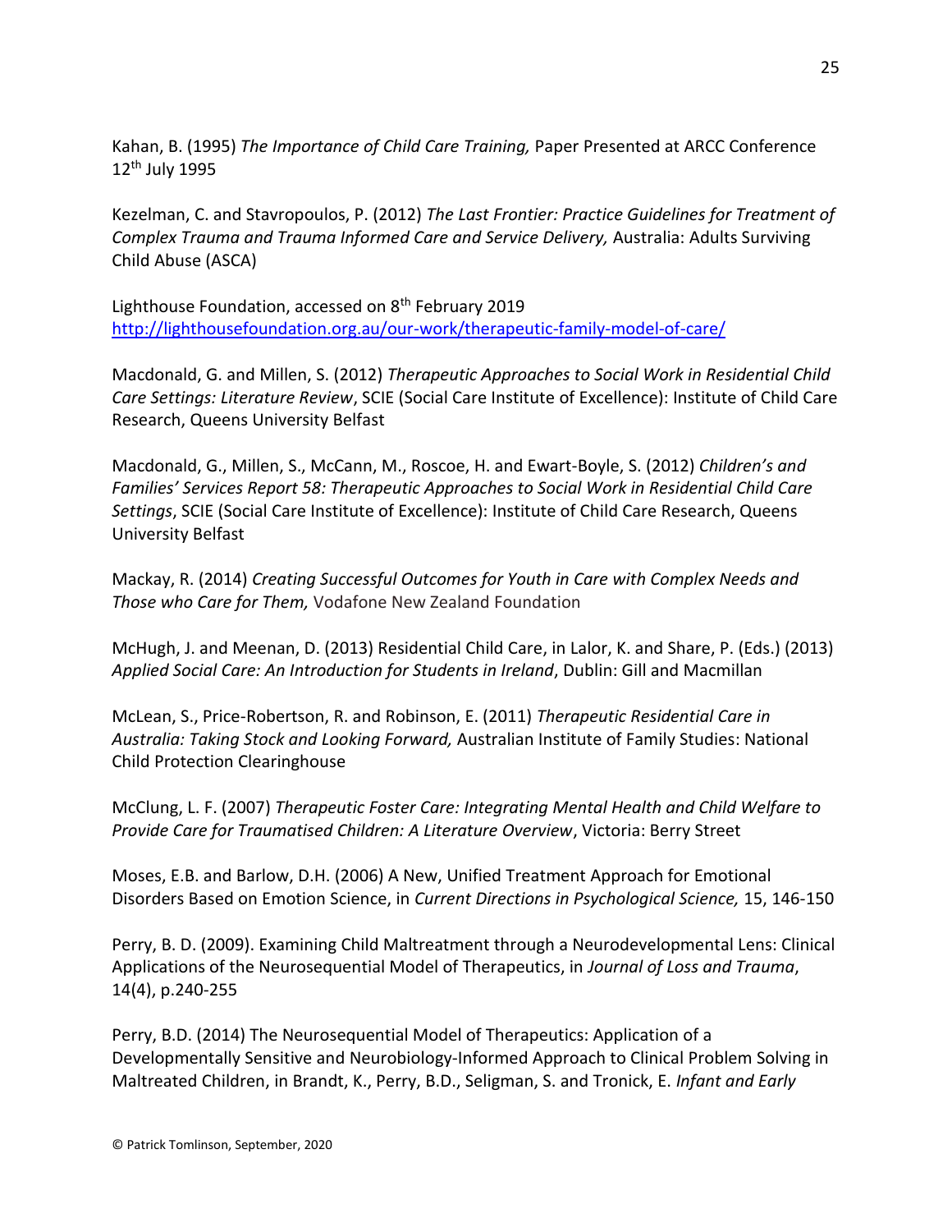Kahan, B. (1995) *The Importance of Child Care Training,* Paper Presented at ARCC Conference 12th July 1995

Kezelman, C. and Stavropoulos, P. (2012) *The Last Frontier: Practice Guidelines for Treatment of Complex Trauma and Trauma Informed Care and Service Delivery,* Australia: Adults Surviving Child Abuse (ASCA)

Lighthouse Foundation, accessed on 8th February 2019
http://lighthousefoundation.org.au/our-work/therapeutic-family-model-of-care/

Macdonald, G. and Millen, S. (2012) *Therapeutic Approaches to Social Work in Residential Child Care Settings: Literature Review*, SCIE (Social Care Institute of Excellence): Institute of Child Care Research, Queens University Belfast

Macdonald, G., Millen, S., McCann, M., Roscoe, H. and Ewart-Boyle, S. (2012) *Children's and Families' Services Report 58: Therapeutic Approaches to Social Work in Residential Child Care Settings*, SCIE (Social Care Institute of Excellence): Institute of Child Care Research, Queens University Belfast

Mackay, R. (2014) *Creating Successful Outcomes for Youth in Care with Complex Needs and Those who Care for Them,* Vodafone New Zealand Foundation

McHugh, J. and Meenan, D. (2013) Residential Child Care, in Lalor, K. and Share, P. (Eds.) (2013) *Applied Social Care: An Introduction for Students in Ireland*, Dublin: Gill and Macmillan

McLean, S., Price-Robertson, R. and Robinson, E. (2011) *Therapeutic Residential Care in Australia: Taking Stock and Looking Forward,* Australian Institute of Family Studies: National Child Protection Clearinghouse

McClung, L. F. (2007) *Therapeutic Foster Care: Integrating Mental Health and Child Welfare to Provide Care for Traumatised Children: A Literature Overview*, Victoria: Berry Street

Moses, E.B. and Barlow, D.H. (2006) A New, Unified Treatment Approach for Emotional Disorders Based on Emotion Science, in *Current Directions in Psychological Science,* 15, 146-150

Perry, B. D. (2009). Examining Child Maltreatment through a Neurodevelopmental Lens: Clinical Applications of the Neurosequential Model of Therapeutics, in *Journal of Loss and Trauma*, 14(4), p.240-255

Perry, B.D. (2014) The Neurosequential Model of Therapeutics: Application of a Developmentally Sensitive and Neurobiology-Informed Approach to Clinical Problem Solving in Maltreated Children, in Brandt, K., Perry, B.D., Seligman, S. and Tronick, E. *Infant and Early*

© Patrick Tomlinson, September, 2020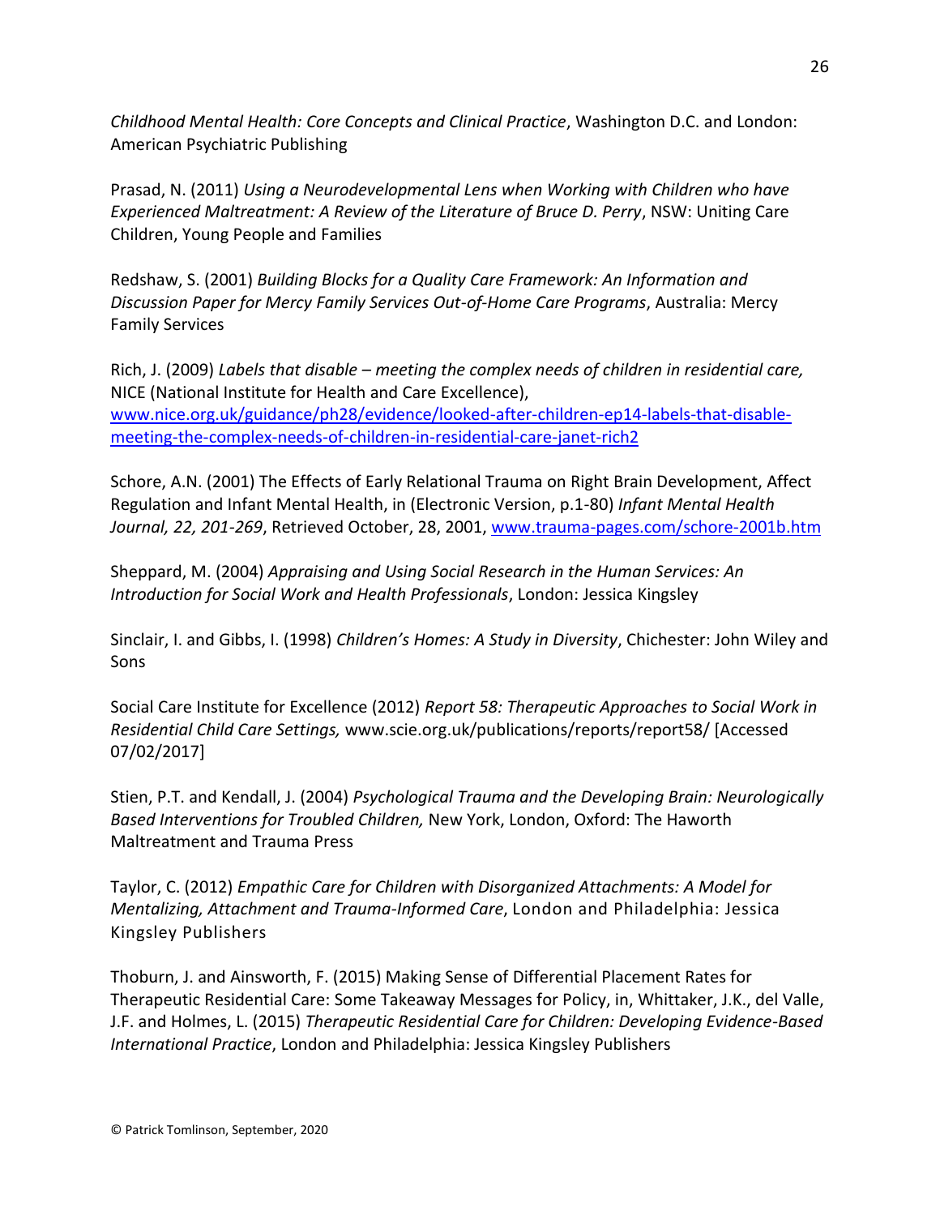*Childhood Mental Health: Core Concepts and Clinical Practice*, Washington D.C. and London: American Psychiatric Publishing

Prasad, N. (2011) *Using a Neurodevelopmental Lens when Working with Children who have Experienced Maltreatment: A Review of the Literature of Bruce D. Perry*, NSW: Uniting Care Children, Young People and Families

Redshaw, S. (2001) *Building Blocks for a Quality Care Framework: An Information and Discussion Paper for Mercy Family Services Out-of-Home Care Programs*, Australia: Mercy Family Services

Rich, J. (2009) *Labels that disable – meeting the complex needs of children in residential care,* NICE (National Institute for Health and Care Excellence), www.nice.org.uk/guidance/ph28/evidence/looked-after-children-ep14-labels-that-disable-meeting-the-complex-needs-of-children-in-residential-care-janet-rich2

Schore, A.N. (2001) The Effects of Early Relational Trauma on Right Brain Development, Affect Regulation and Infant Mental Health, in (Electronic Version, p.1-80) *Infant Mental Health Journal, 22, 201-269*, Retrieved October, 28, 2001, www.trauma-pages.com/schore-2001b.htm

Sheppard, M. (2004) *Appraising and Using Social Research in the Human Services: An Introduction for Social Work and Health Professionals*, London: Jessica Kingsley

Sinclair, I. and Gibbs, I. (1998) *Children's Homes: A Study in Diversity*, Chichester: John Wiley and Sons

Social Care Institute for Excellence (2012) *Report 58: Therapeutic Approaches to Social Work in Residential Child Care Settings,* www.scie.org.uk/publications/reports/report58/ [Accessed 07/02/2017]

Stien, P.T. and Kendall, J. (2004) *Psychological Trauma and the Developing Brain: Neurologically Based Interventions for Troubled Children,* New York, London, Oxford: The Haworth Maltreatment and Trauma Press

Taylor, C. (2012) *Empathic Care for Children with Disorganized Attachments: A Model for Mentalizing, Attachment and Trauma-Informed Care*, London and Philadelphia: Jessica Kingsley Publishers

Thoburn, J. and Ainsworth, F. (2015) Making Sense of Differential Placement Rates for Therapeutic Residential Care: Some Takeaway Messages for Policy, in, Whittaker, J.K., del Valle, J.F. and Holmes, L. (2015) *Therapeutic Residential Care for Children: Developing Evidence-Based International Practice*, London and Philadelphia: Jessica Kingsley Publishers

© Patrick Tomlinson, September, 2020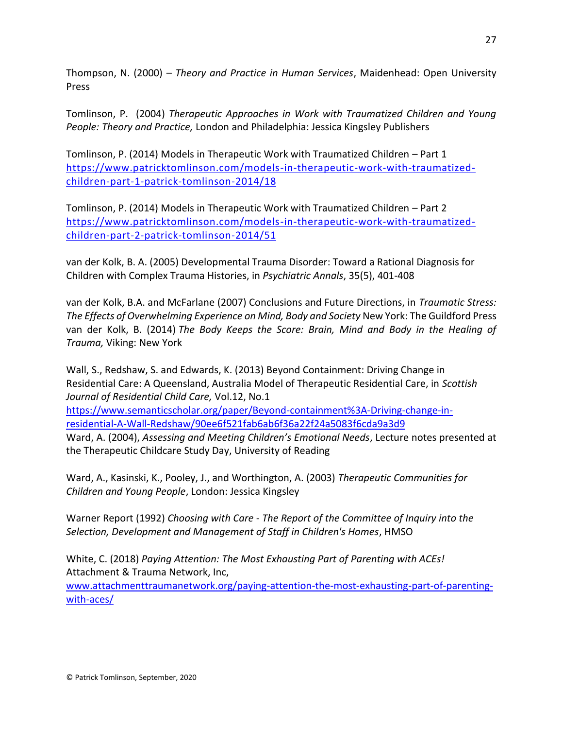Thompson, N. (2000) – *Theory and Practice in Human Services*, Maidenhead: Open University Press

Tomlinson, P. (2004) *Therapeutic Approaches in Work with Traumatized Children and Young People: Theory and Practice,* London and Philadelphia: Jessica Kingsley Publishers

Tomlinson, P. (2014) Models in Therapeutic Work with Traumatized Children – Part 1
https://www.patricktomlinson.com/models-in-therapeutic-work-with-traumatized-children-part-1-patrick-tomlinson-2014/18

Tomlinson, P. (2014) Models in Therapeutic Work with Traumatized Children – Part 2
https://www.patricktomlinson.com/models-in-therapeutic-work-with-traumatized-children-part-2-patrick-tomlinson-2014/51

van der Kolk, B. A. (2005) Developmental Trauma Disorder: Toward a Rational Diagnosis for Children with Complex Trauma Histories, in *Psychiatric Annals*, 35(5), 401-408

van der Kolk, B.A. and McFarlane (2007) Conclusions and Future Directions, in *Traumatic Stress: The Effects of Overwhelming Experience on Mind, Body and Society* New York: The Guildford Press
van der Kolk, B. (2014) *The Body Keeps the Score: Brain, Mind and Body in the Healing of Trauma,* Viking: New York

Wall, S., Redshaw, S. and Edwards, K. (2013) Beyond Containment: Driving Change in Residential Care: A Queensland, Australia Model of Therapeutic Residential Care, in *Scottish Journal of Residential Child Care,* Vol.12, No.1
https://www.semanticscholar.org/paper/Beyond-containment%3A-Driving-change-in-residential-A-Wall-Redshaw/90ee6f521fab6ab6f36a22f24a5083f6cda9a3d9
Ward, A. (2004), *Assessing and Meeting Children's Emotional Needs*, Lecture notes presented at the Therapeutic Childcare Study Day, University of Reading

Ward, A., Kasinski, K., Pooley, J., and Worthington, A. (2003) *Therapeutic Communities for Children and Young People*, London: Jessica Kingsley

Warner Report (1992) *Choosing with Care - The Report of the Committee of Inquiry into the Selection, Development and Management of Staff in Children's Homes*, HMSO

White, C. (2018) *Paying Attention: The Most Exhausting Part of Parenting with ACEs!* Attachment & Trauma Network, Inc,
www.attachmenttraumanetwork.org/paying-attention-the-most-exhausting-part-of-parenting-with-aces/

© Patrick Tomlinson, September, 2020